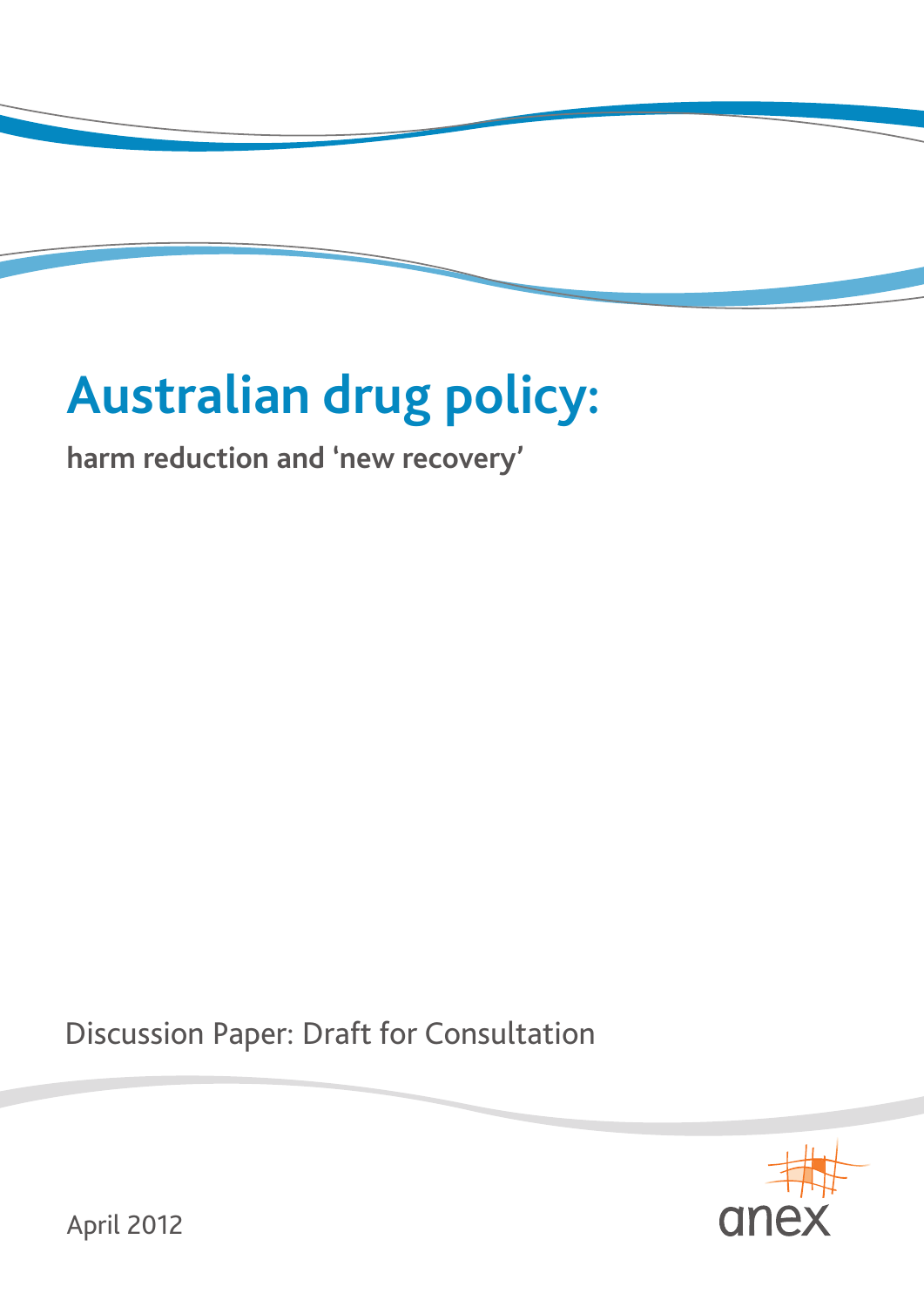# Australian drug policy:

## harm reduction and 'new recovery'

Discussion Paper: Draft for Consultation

April 2012

anex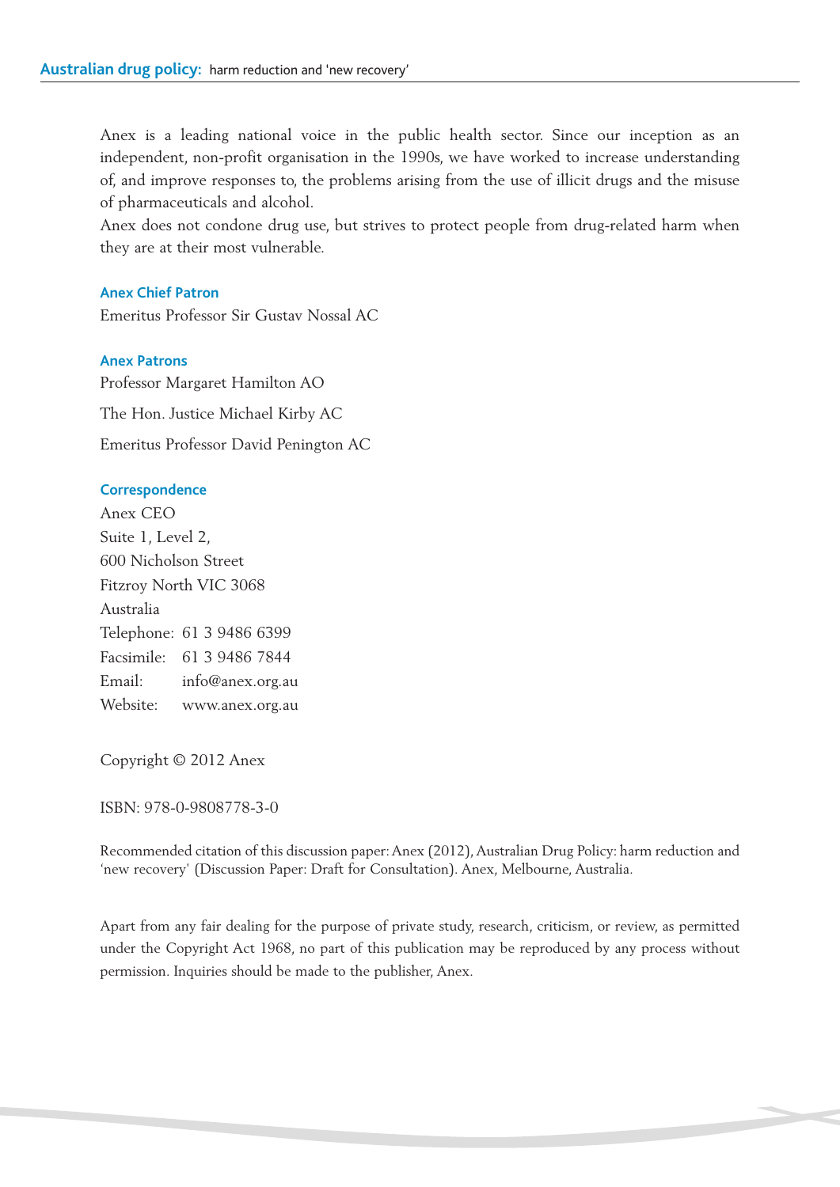Anex is a leading national voice in the public health sector. Since our inception as an independent, non-profit organisation in the 1990s, we have worked to increase understanding of, and improve responses to, the problems arising from the use of illicit drugs and the misuse of pharmaceuticals and alcohol.

Anex does not condone drug use, but strives to protect people from drug-related harm when they are at their most vulnerable.

### Anex Chief Patron

Emeritus Professor Sir Gustav Nossal AC

### Anex Patrons

Professor Margaret Hamilton AO

The Hon. Justice Michael Kirby AC

Emeritus Professor David Penington AC

### Correspondence

Anex CEO
Suite 1, Level 2,
600 Nicholson Street
Fitzroy North VIC 3068
Australia
Telephone: 61 3 9486 6399
Facsimile: 61 3 9486 7844
Email: info@anex.org.au
Website: www.anex.org.au

Copyright © 2012 Anex

ISBN: 978-0-9808778-3-0

Recommended citation of this discussion paper: Anex (2012), Australian Drug Policy: harm reduction and 'new recovery' (Discussion Paper: Draft for Consultation). Anex, Melbourne, Australia.

Apart from any fair dealing for the purpose of private study, research, criticism, or review, as permitted under the Copyright Act 1968, no part of this publication may be reproduced by any process without permission. Inquiries should be made to the publisher, Anex.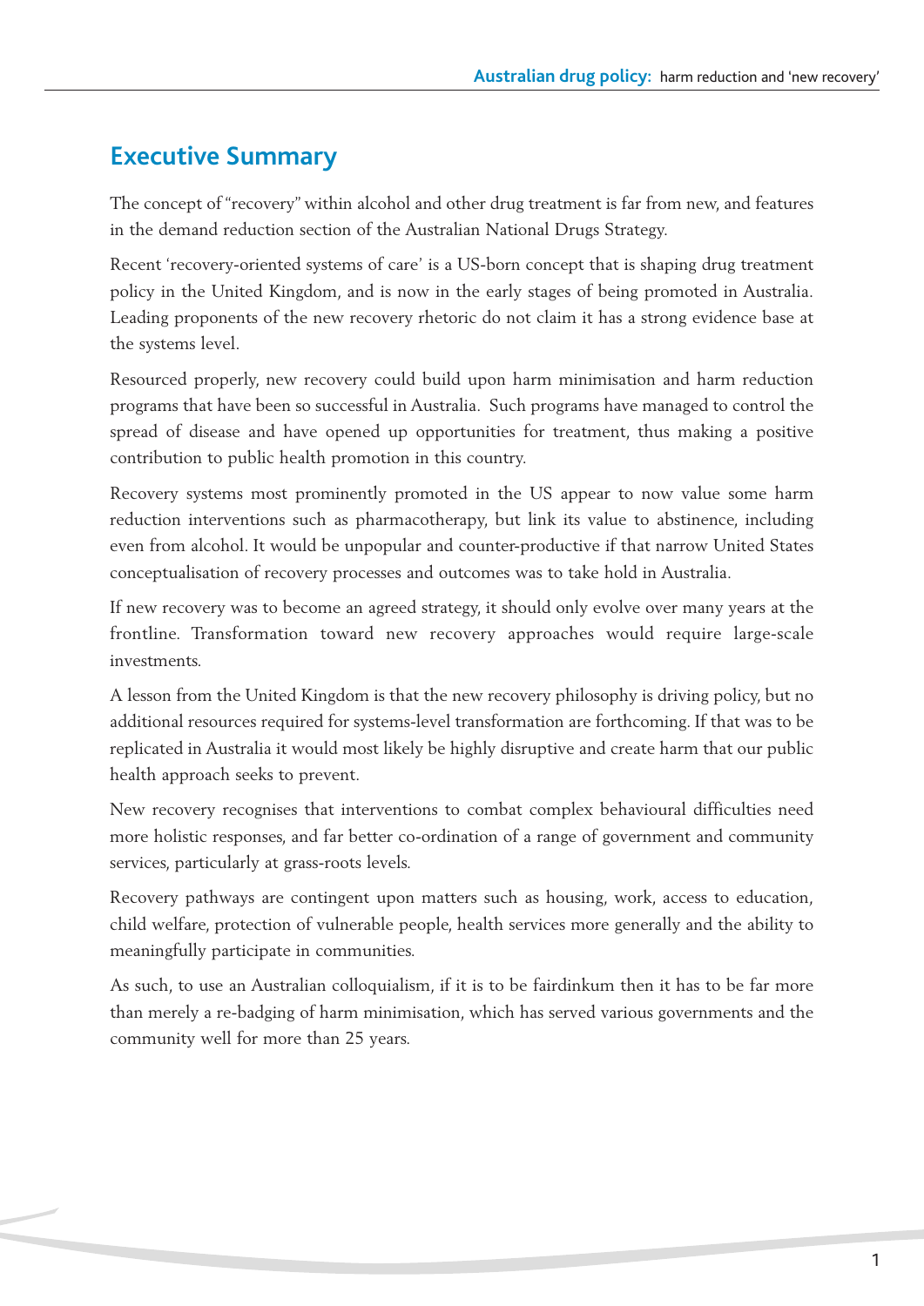## Executive Summary

The concept of "recovery" within alcohol and other drug treatment is far from new, and features in the demand reduction section of the Australian National Drugs Strategy.

Recent 'recovery-oriented systems of care' is a US-born concept that is shaping drug treatment policy in the United Kingdom, and is now in the early stages of being promoted in Australia. Leading proponents of the new recovery rhetoric do not claim it has a strong evidence base at the systems level.

Resourced properly, new recovery could build upon harm minimisation and harm reduction programs that have been so successful in Australia. Such programs have managed to control the spread of disease and have opened up opportunities for treatment, thus making a positive contribution to public health promotion in this country.

Recovery systems most prominently promoted in the US appear to now value some harm reduction interventions such as pharmacotherapy, but link its value to abstinence, including even from alcohol. It would be unpopular and counter-productive if that narrow United States conceptualisation of recovery processes and outcomes was to take hold in Australia.

If new recovery was to become an agreed strategy, it should only evolve over many years at the frontline. Transformation toward new recovery approaches would require large-scale investments.

A lesson from the United Kingdom is that the new recovery philosophy is driving policy, but no additional resources required for systems-level transformation are forthcoming. If that was to be replicated in Australia it would most likely be highly disruptive and create harm that our public health approach seeks to prevent.

New recovery recognises that interventions to combat complex behavioural difficulties need more holistic responses, and far better co-ordination of a range of government and community services, particularly at grass-roots levels.

Recovery pathways are contingent upon matters such as housing, work, access to education, child welfare, protection of vulnerable people, health services more generally and the ability to meaningfully participate in communities.

As such, to use an Australian colloquialism, if it is to be fairdinkum then it has to be far more than merely a re-badging of harm minimisation, which has served various governments and the community well for more than 25 years.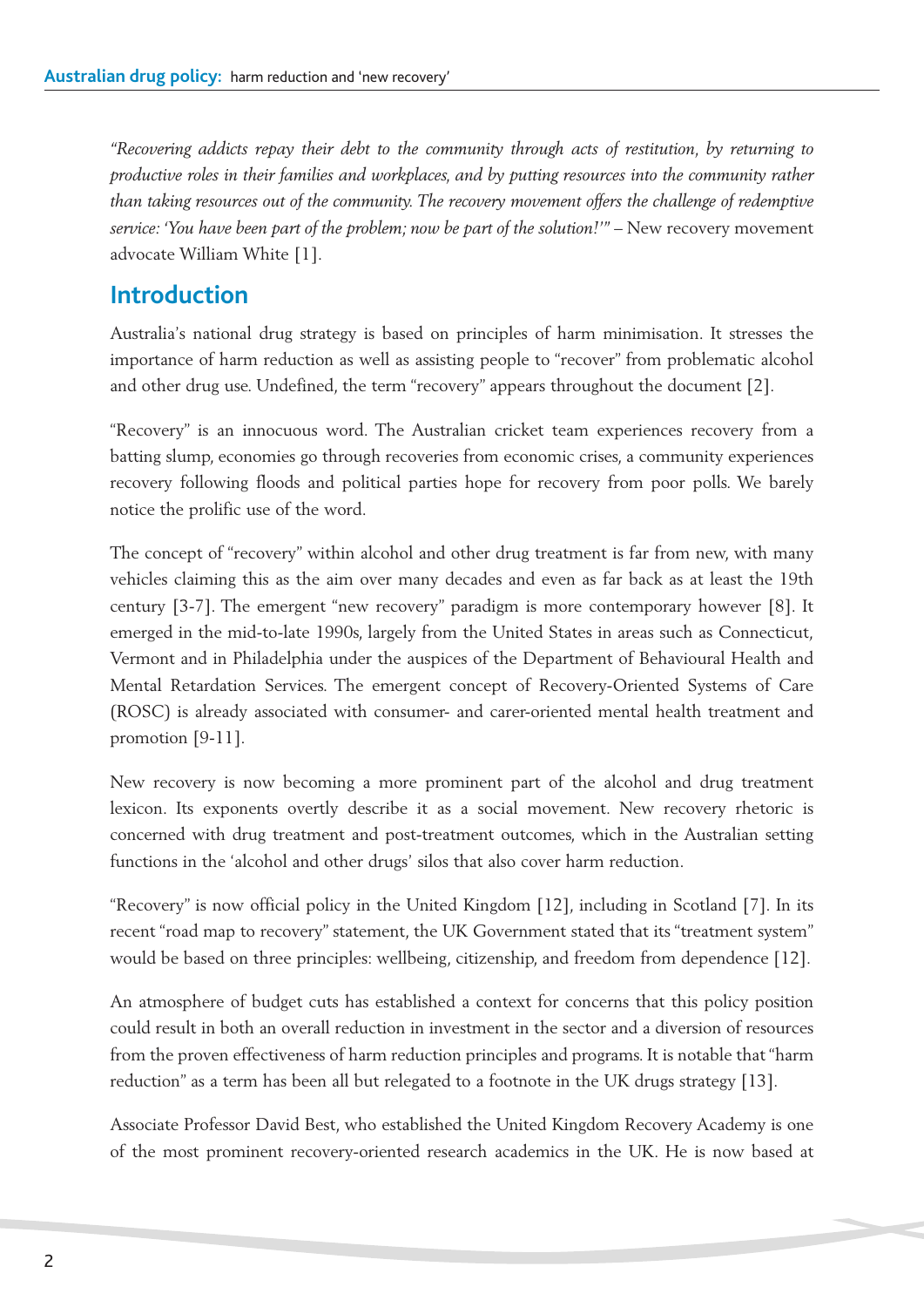*"Recovering addicts repay their debt to the community through acts of restitution, by returning to productive roles in their families and workplaces, and by putting resources into the community rather than taking resources out of the community. The recovery movement offers the challenge of redemptive service: 'You have been part of the problem; now be part of the solution!'"* – New recovery movement advocate William White [1].

## Introduction

Australia's national drug strategy is based on principles of harm minimisation. It stresses the importance of harm reduction as well as assisting people to "recover" from problematic alcohol and other drug use. Undefined, the term "recovery" appears throughout the document [2].

"Recovery" is an innocuous word. The Australian cricket team experiences recovery from a batting slump, economies go through recoveries from economic crises, a community experiences recovery following floods and political parties hope for recovery from poor polls. We barely notice the prolific use of the word.

The concept of "recovery" within alcohol and other drug treatment is far from new, with many vehicles claiming this as the aim over many decades and even as far back as at least the 19th century [3-7]. The emergent "new recovery" paradigm is more contemporary however [8]. It emerged in the mid-to-late 1990s, largely from the United States in areas such as Connecticut, Vermont and in Philadelphia under the auspices of the Department of Behavioural Health and Mental Retardation Services. The emergent concept of Recovery-Oriented Systems of Care (ROSC) is already associated with consumer- and carer-oriented mental health treatment and promotion [9-11].

New recovery is now becoming a more prominent part of the alcohol and drug treatment lexicon. Its exponents overtly describe it as a social movement. New recovery rhetoric is concerned with drug treatment and post-treatment outcomes, which in the Australian setting functions in the 'alcohol and other drugs' silos that also cover harm reduction.

"Recovery" is now official policy in the United Kingdom [12], including in Scotland [7]. In its recent "road map to recovery" statement, the UK Government stated that its "treatment system" would be based on three principles: wellbeing, citizenship, and freedom from dependence [12].

An atmosphere of budget cuts has established a context for concerns that this policy position could result in both an overall reduction in investment in the sector and a diversion of resources from the proven effectiveness of harm reduction principles and programs. It is notable that "harm reduction" as a term has been all but relegated to a footnote in the UK drugs strategy [13].

Associate Professor David Best, who established the United Kingdom Recovery Academy is one of the most prominent recovery-oriented research academics in the UK. He is now based at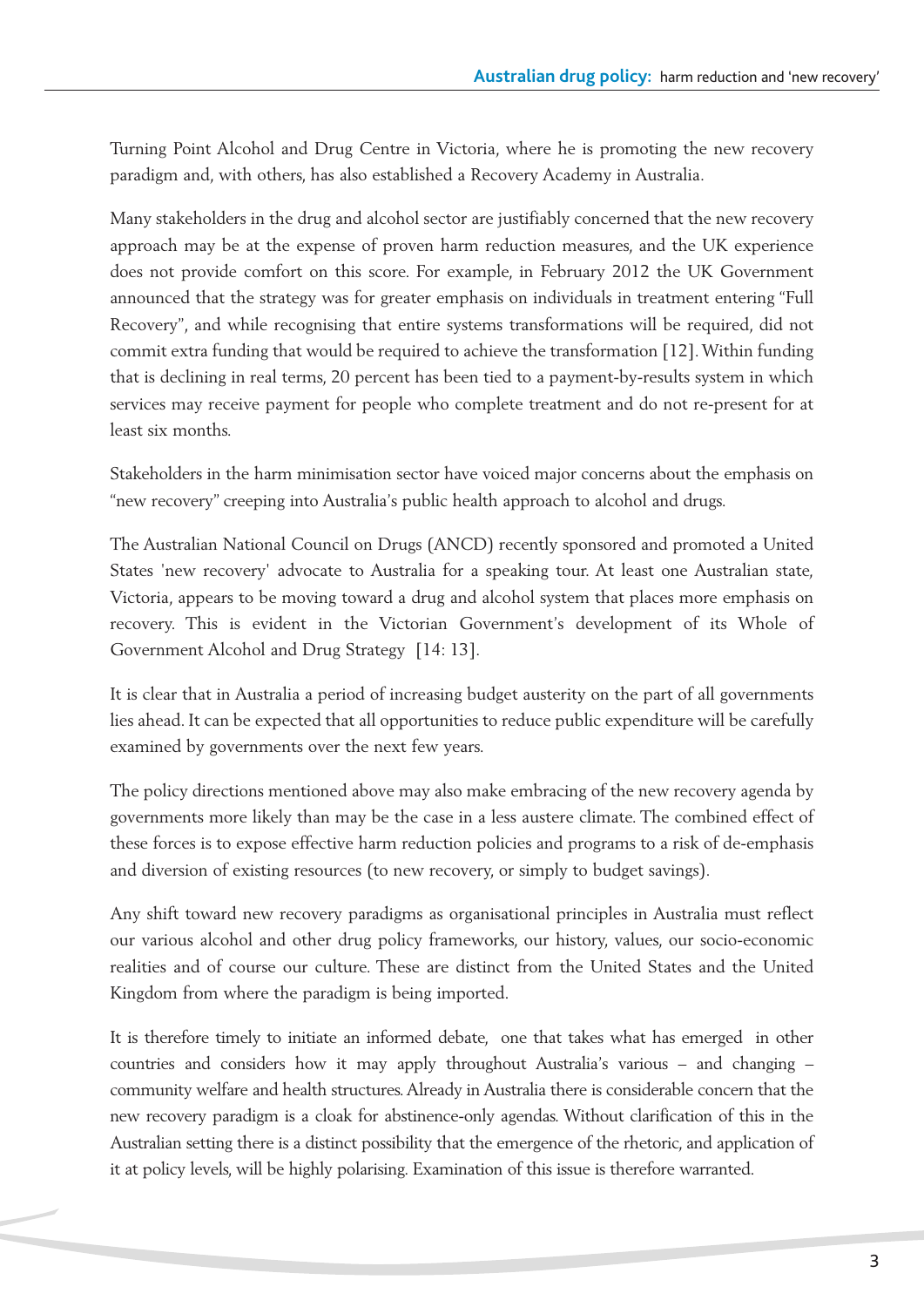Turning Point Alcohol and Drug Centre in Victoria, where he is promoting the new recovery paradigm and, with others, has also established a Recovery Academy in Australia.

Many stakeholders in the drug and alcohol sector are justifiably concerned that the new recovery approach may be at the expense of proven harm reduction measures, and the UK experience does not provide comfort on this score. For example, in February 2012 the UK Government announced that the strategy was for greater emphasis on individuals in treatment entering "Full Recovery", and while recognising that entire systems transformations will be required, did not commit extra funding that would be required to achieve the transformation [12]. Within funding that is declining in real terms, 20 percent has been tied to a payment-by-results system in which services may receive payment for people who complete treatment and do not re-present for at least six months.

Stakeholders in the harm minimisation sector have voiced major concerns about the emphasis on "new recovery" creeping into Australia's public health approach to alcohol and drugs.

The Australian National Council on Drugs (ANCD) recently sponsored and promoted a United States 'new recovery' advocate to Australia for a speaking tour. At least one Australian state, Victoria, appears to be moving toward a drug and alcohol system that places more emphasis on recovery. This is evident in the Victorian Government's development of its Whole of Government Alcohol and Drug Strategy [14: 13].

It is clear that in Australia a period of increasing budget austerity on the part of all governments lies ahead. It can be expected that all opportunities to reduce public expenditure will be carefully examined by governments over the next few years.

The policy directions mentioned above may also make embracing of the new recovery agenda by governments more likely than may be the case in a less austere climate. The combined effect of these forces is to expose effective harm reduction policies and programs to a risk of de-emphasis and diversion of existing resources (to new recovery, or simply to budget savings).

Any shift toward new recovery paradigms as organisational principles in Australia must reflect our various alcohol and other drug policy frameworks, our history, values, our socio-economic realities and of course our culture. These are distinct from the United States and the United Kingdom from where the paradigm is being imported.

It is therefore timely to initiate an informed debate, one that takes what has emerged in other countries and considers how it may apply throughout Australia's various – and changing – community welfare and health structures. Already in Australia there is considerable concern that the new recovery paradigm is a cloak for abstinence-only agendas. Without clarification of this in the Australian setting there is a distinct possibility that the emergence of the rhetoric, and application of it at policy levels, will be highly polarising. Examination of this issue is therefore warranted.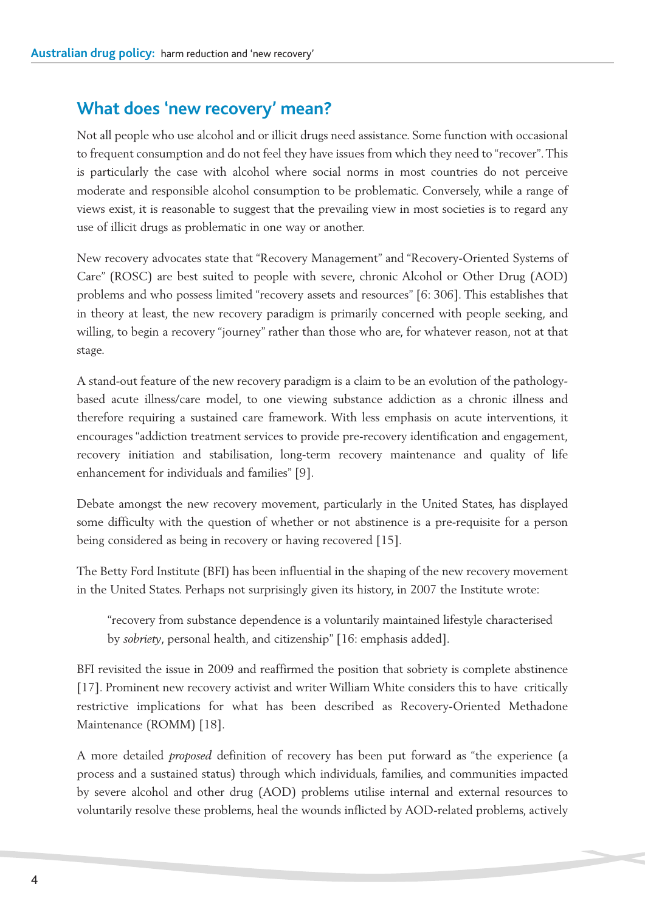## What does 'new recovery' mean?

Not all people who use alcohol and or illicit drugs need assistance. Some function with occasional to frequent consumption and do not feel they have issues from which they need to "recover". This is particularly the case with alcohol where social norms in most countries do not perceive moderate and responsible alcohol consumption to be problematic. Conversely, while a range of views exist, it is reasonable to suggest that the prevailing view in most societies is to regard any use of illicit drugs as problematic in one way or another.

New recovery advocates state that "Recovery Management" and "Recovery-Oriented Systems of Care" (ROSC) are best suited to people with severe, chronic Alcohol or Other Drug (AOD) problems and who possess limited "recovery assets and resources" [6: 306]. This establishes that in theory at least, the new recovery paradigm is primarily concerned with people seeking, and willing, to begin a recovery "journey" rather than those who are, for whatever reason, not at that stage.

A stand-out feature of the new recovery paradigm is a claim to be an evolution of the pathology-based acute illness/care model, to one viewing substance addiction as a chronic illness and therefore requiring a sustained care framework. With less emphasis on acute interventions, it encourages "addiction treatment services to provide pre-recovery identification and engagement, recovery initiation and stabilisation, long-term recovery maintenance and quality of life enhancement for individuals and families" [9].

Debate amongst the new recovery movement, particularly in the United States, has displayed some difficulty with the question of whether or not abstinence is a pre-requisite for a person being considered as being in recovery or having recovered [15].

The Betty Ford Institute (BFI) has been influential in the shaping of the new recovery movement in the United States. Perhaps not surprisingly given its history, in 2007 the Institute wrote:

> "recovery from substance dependence is a voluntarily maintained lifestyle characterised by *sobriety*, personal health, and citizenship" [16: emphasis added].

BFI revisited the issue in 2009 and reaffirmed the position that sobriety is complete abstinence [17]. Prominent new recovery activist and writer William White considers this to have critically restrictive implications for what has been described as Recovery-Oriented Methadone Maintenance (ROMM) [18].

A more detailed *proposed* definition of recovery has been put forward as "the experience (a process and a sustained status) through which individuals, families, and communities impacted by severe alcohol and other drug (AOD) problems utilise internal and external resources to voluntarily resolve these problems, heal the wounds inflicted by AOD-related problems, actively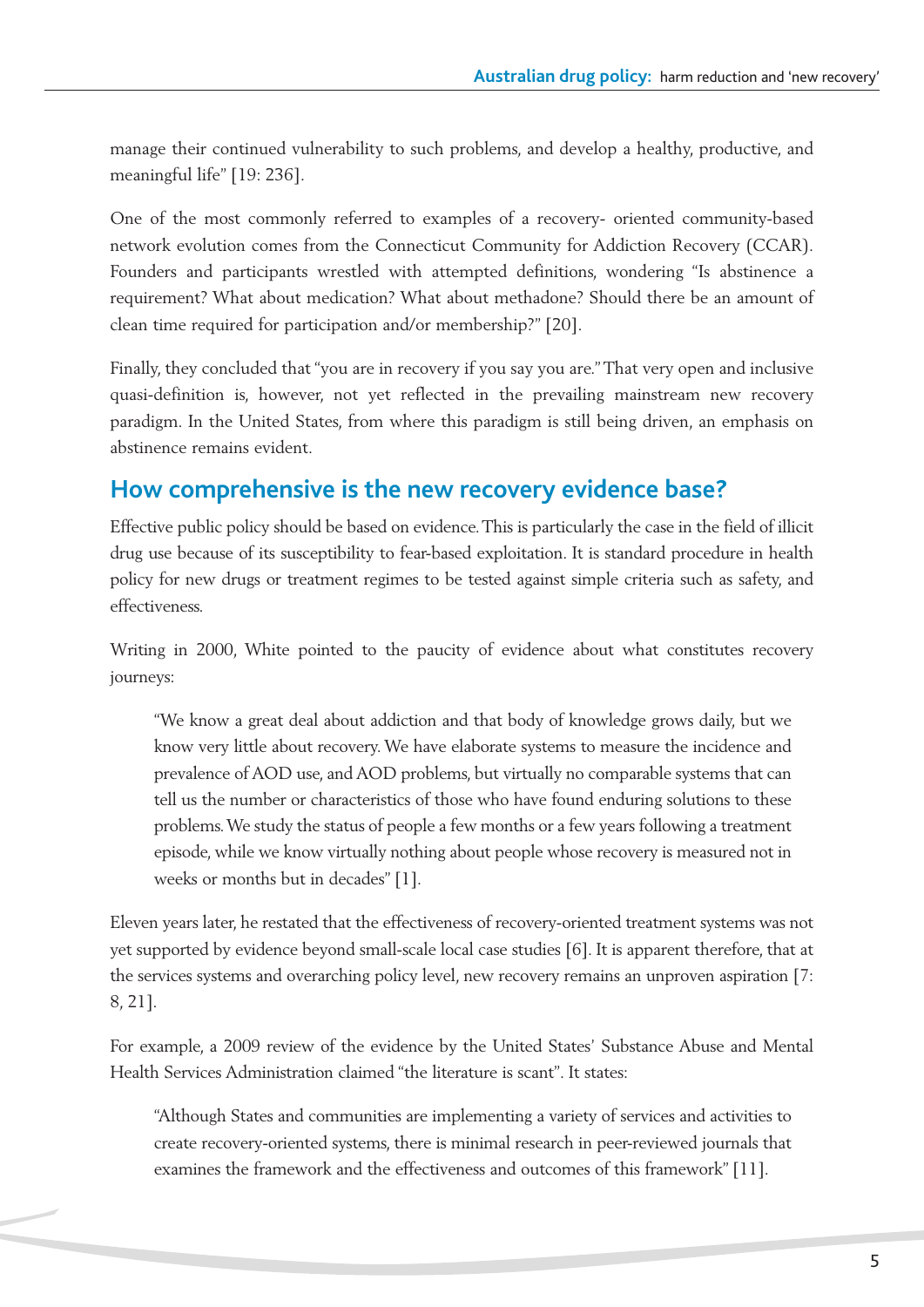manage their continued vulnerability to such problems, and develop a healthy, productive, and meaningful life" [19: 236].

One of the most commonly referred to examples of a recovery- oriented community-based network evolution comes from the Connecticut Community for Addiction Recovery (CCAR). Founders and participants wrestled with attempted definitions, wondering "Is abstinence a requirement? What about medication? What about methadone? Should there be an amount of clean time required for participation and/or membership?" [20].

Finally, they concluded that "you are in recovery if you say you are." That very open and inclusive quasi-definition is, however, not yet reflected in the prevailing mainstream new recovery paradigm. In the United States, from where this paradigm is still being driven, an emphasis on abstinence remains evident.

## How comprehensive is the new recovery evidence base?

Effective public policy should be based on evidence. This is particularly the case in the field of illicit drug use because of its susceptibility to fear-based exploitation. It is standard procedure in health policy for new drugs or treatment regimes to be tested against simple criteria such as safety, and effectiveness.

Writing in 2000, White pointed to the paucity of evidence about what constitutes recovery journeys:

> "We know a great deal about addiction and that body of knowledge grows daily, but we know very little about recovery. We have elaborate systems to measure the incidence and prevalence of AOD use, and AOD problems, but virtually no comparable systems that can tell us the number or characteristics of those who have found enduring solutions to these problems. We study the status of people a few months or a few years following a treatment episode, while we know virtually nothing about people whose recovery is measured not in weeks or months but in decades" [1].

Eleven years later, he restated that the effectiveness of recovery-oriented treatment systems was not yet supported by evidence beyond small-scale local case studies [6]. It is apparent therefore, that at the services systems and overarching policy level, new recovery remains an unproven aspiration [7: 8, 21].

For example, a 2009 review of the evidence by the United States' Substance Abuse and Mental Health Services Administration claimed "the literature is scant". It states:

> "Although States and communities are implementing a variety of services and activities to create recovery-oriented systems, there is minimal research in peer-reviewed journals that examines the framework and the effectiveness and outcomes of this framework" [11].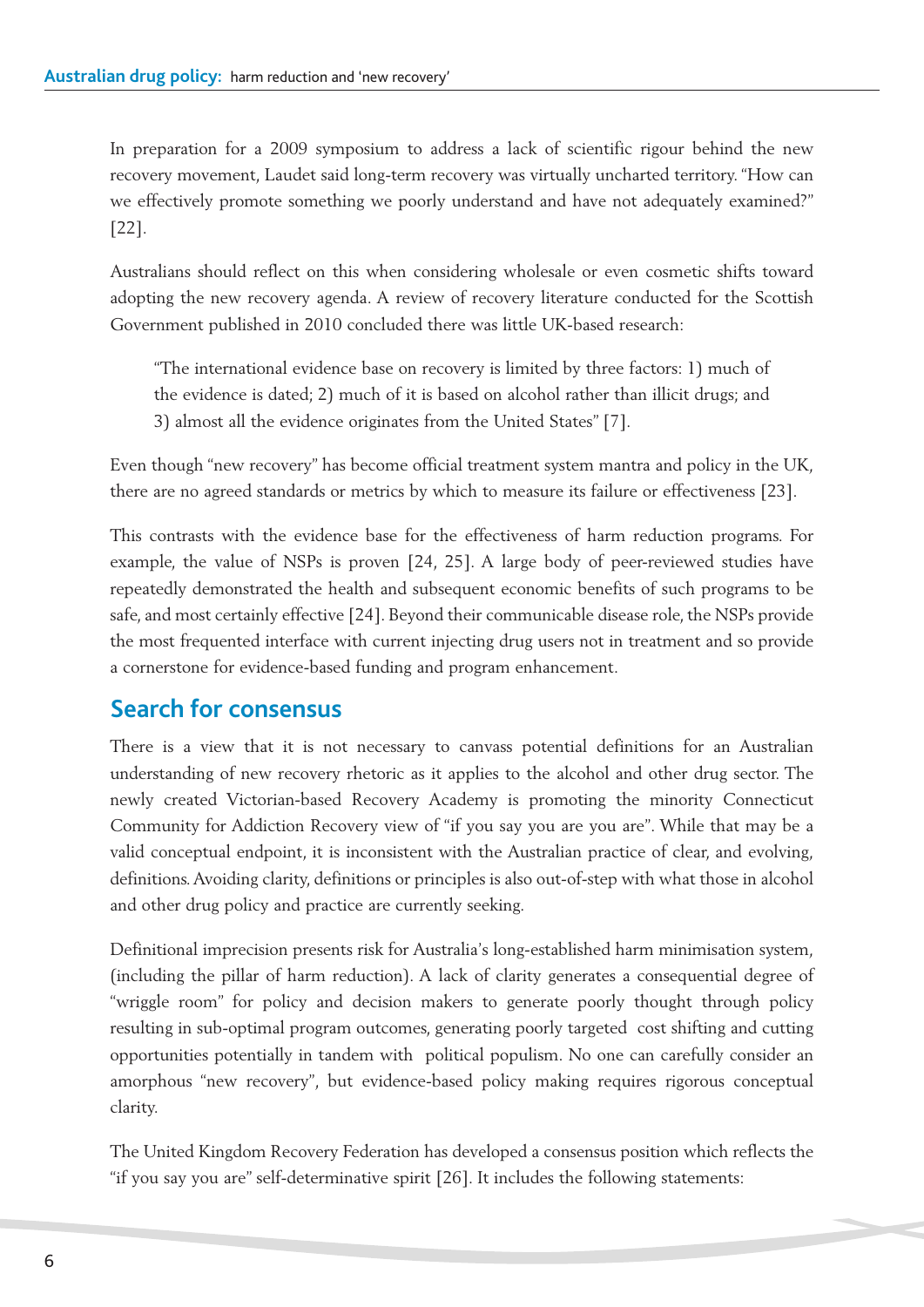In preparation for a 2009 symposium to address a lack of scientific rigour behind the new recovery movement, Laudet said long-term recovery was virtually uncharted territory. "How can we effectively promote something we poorly understand and have not adequately examined?" [22].

Australians should reflect on this when considering wholesale or even cosmetic shifts toward adopting the new recovery agenda. A review of recovery literature conducted for the Scottish Government published in 2010 concluded there was little UK-based research:

> "The international evidence base on recovery is limited by three factors: 1) much of the evidence is dated; 2) much of it is based on alcohol rather than illicit drugs; and 3) almost all the evidence originates from the United States" [7].

Even though "new recovery" has become official treatment system mantra and policy in the UK, there are no agreed standards or metrics by which to measure its failure or effectiveness [23].

This contrasts with the evidence base for the effectiveness of harm reduction programs. For example, the value of NSPs is proven [24, 25]. A large body of peer-reviewed studies have repeatedly demonstrated the health and subsequent economic benefits of such programs to be safe, and most certainly effective [24]. Beyond their communicable disease role, the NSPs provide the most frequented interface with current injecting drug users not in treatment and so provide a cornerstone for evidence-based funding and program enhancement.

## Search for consensus

There is a view that it is not necessary to canvass potential definitions for an Australian understanding of new recovery rhetoric as it applies to the alcohol and other drug sector. The newly created Victorian-based Recovery Academy is promoting the minority Connecticut Community for Addiction Recovery view of "if you say you are you are". While that may be a valid conceptual endpoint, it is inconsistent with the Australian practice of clear, and evolving, definitions. Avoiding clarity, definitions or principles is also out-of-step with what those in alcohol and other drug policy and practice are currently seeking.

Definitional imprecision presents risk for Australia's long-established harm minimisation system, (including the pillar of harm reduction). A lack of clarity generates a consequential degree of "wriggle room" for policy and decision makers to generate poorly thought through policy resulting in sub-optimal program outcomes, generating poorly targeted cost shifting and cutting opportunities potentially in tandem with political populism. No one can carefully consider an amorphous "new recovery", but evidence-based policy making requires rigorous conceptual clarity.

The United Kingdom Recovery Federation has developed a consensus position which reflects the "if you say you are" self-determinative spirit [26]. It includes the following statements: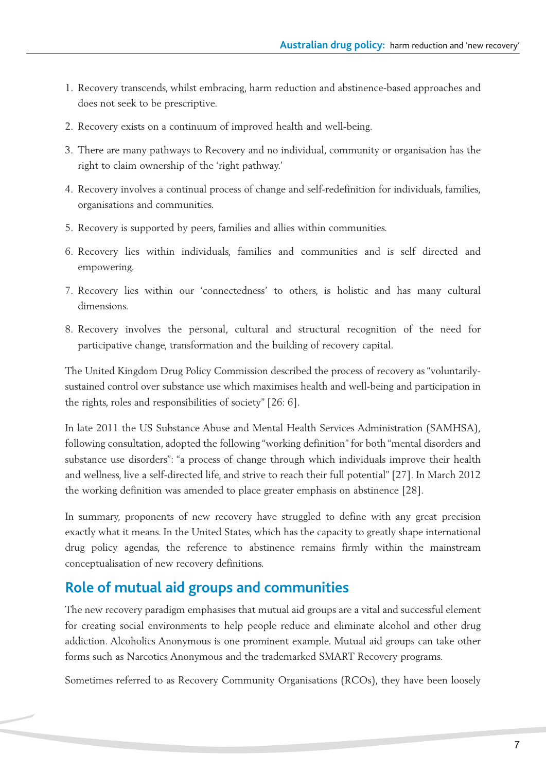1. Recovery transcends, whilst embracing, harm reduction and abstinence-based approaches and does not seek to be prescriptive.
2. Recovery exists on a continuum of improved health and well-being.
3. There are many pathways to Recovery and no individual, community or organisation has the right to claim ownership of the 'right pathway.'
4. Recovery involves a continual process of change and self-redefinition for individuals, families, organisations and communities.
5. Recovery is supported by peers, families and allies within communities.
6. Recovery lies within individuals, families and communities and is self directed and empowering.
7. Recovery lies within our 'connectedness' to others, is holistic and has many cultural dimensions.
8. Recovery involves the personal, cultural and structural recognition of the need for participative change, transformation and the building of recovery capital.

The United Kingdom Drug Policy Commission described the process of recovery as "voluntarily-sustained control over substance use which maximises health and well-being and participation in the rights, roles and responsibilities of society" [26: 6].

In late 2011 the US Substance Abuse and Mental Health Services Administration (SAMHSA), following consultation, adopted the following "working definition" for both "mental disorders and substance use disorders": "a process of change through which individuals improve their health and wellness, live a self-directed life, and strive to reach their full potential" [27]. In March 2012 the working definition was amended to place greater emphasis on abstinence [28].

In summary, proponents of new recovery have struggled to define with any great precision exactly what it means. In the United States, which has the capacity to greatly shape international drug policy agendas, the reference to abstinence remains firmly within the mainstream conceptualisation of new recovery definitions.

## Role of mutual aid groups and communities

The new recovery paradigm emphasises that mutual aid groups are a vital and successful element for creating social environments to help people reduce and eliminate alcohol and other drug addiction. Alcoholics Anonymous is one prominent example. Mutual aid groups can take other forms such as Narcotics Anonymous and the trademarked SMART Recovery programs.

Sometimes referred to as Recovery Community Organisations (RCOs), they have been loosely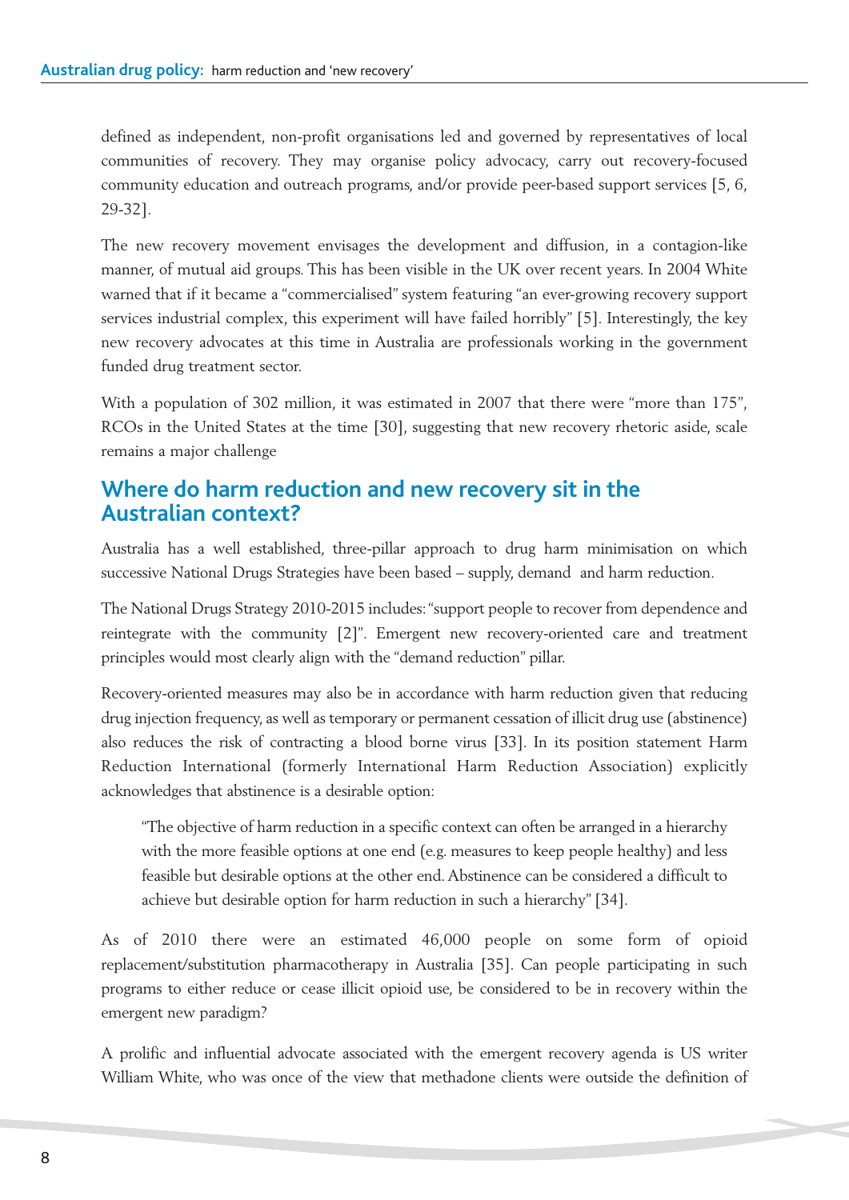defined as independent, non-profit organisations led and governed by representatives of local communities of recovery. They may organise policy advocacy, carry out recovery-focused community education and outreach programs, and/or provide peer-based support services [5, 6, 29-32].

The new recovery movement envisages the development and diffusion, in a contagion-like manner, of mutual aid groups. This has been visible in the UK over recent years. In 2004 White warned that if it became a "commercialised" system featuring "an ever-growing recovery support services industrial complex, this experiment will have failed horribly" [5]. Interestingly, the key new recovery advocates at this time in Australia are professionals working in the government funded drug treatment sector.

With a population of 302 million, it was estimated in 2007 that there were "more than 175", RCOs in the United States at the time [30], suggesting that new recovery rhetoric aside, scale remains a major challenge

## Where do harm reduction and new recovery sit in the Australian context?

Australia has a well established, three-pillar approach to drug harm minimisation on which successive National Drugs Strategies have been based – supply, demand and harm reduction.

The National Drugs Strategy 2010-2015 includes: "support people to recover from dependence and reintegrate with the community [2]". Emergent new recovery-oriented care and treatment principles would most clearly align with the "demand reduction" pillar.

Recovery-oriented measures may also be in accordance with harm reduction given that reducing drug injection frequency, as well as temporary or permanent cessation of illicit drug use (abstinence) also reduces the risk of contracting a blood borne virus [33]. In its position statement Harm Reduction International (formerly International Harm Reduction Association) explicitly acknowledges that abstinence is a desirable option:

> "The objective of harm reduction in a specific context can often be arranged in a hierarchy with the more feasible options at one end (e.g. measures to keep people healthy) and less feasible but desirable options at the other end. Abstinence can be considered a difficult to achieve but desirable option for harm reduction in such a hierarchy" [34].

As of 2010 there were an estimated 46,000 people on some form of opioid replacement/substitution pharmacotherapy in Australia [35]. Can people participating in such programs to either reduce or cease illicit opioid use, be considered to be in recovery within the emergent new paradigm?

A prolific and influential advocate associated with the emergent recovery agenda is US writer William White, who was once of the view that methadone clients were outside the definition of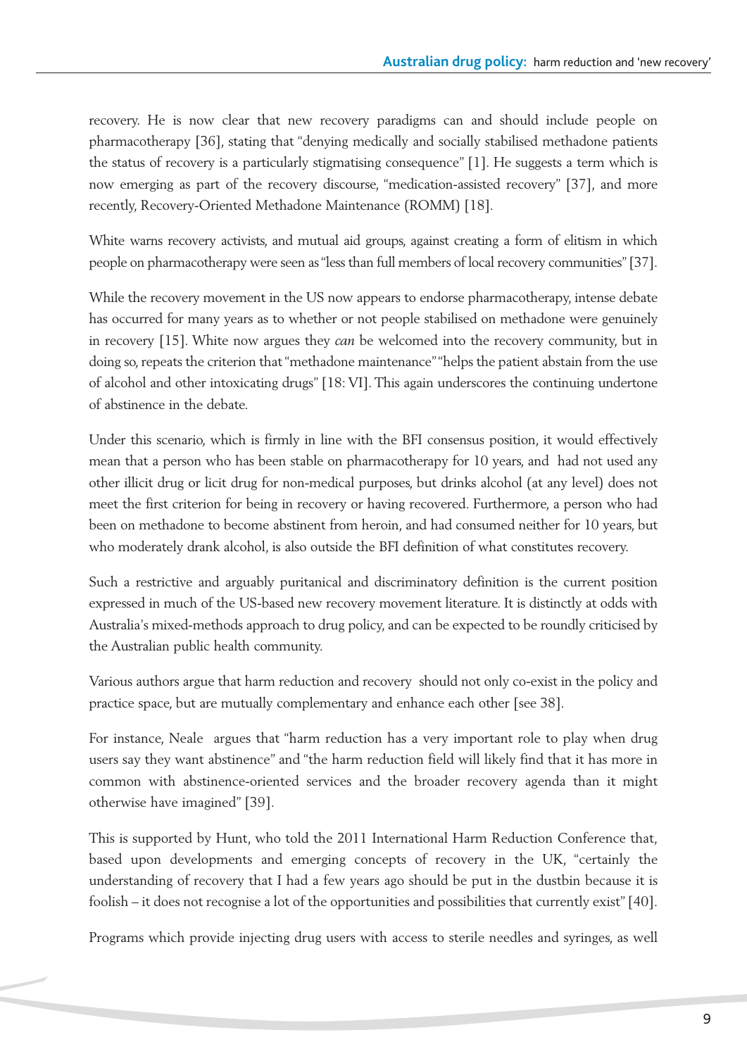recovery. He is now clear that new recovery paradigms can and should include people on pharmacotherapy [36], stating that "denying medically and socially stabilised methadone patients the status of recovery is a particularly stigmatising consequence" [1]. He suggests a term which is now emerging as part of the recovery discourse, "medication-assisted recovery" [37], and more recently, Recovery-Oriented Methadone Maintenance (ROMM) [18].

White warns recovery activists, and mutual aid groups, against creating a form of elitism in which people on pharmacotherapy were seen as "less than full members of local recovery communities" [37].

While the recovery movement in the US now appears to endorse pharmacotherapy, intense debate has occurred for many years as to whether or not people stabilised on methadone were genuinely in recovery [15]. White now argues they *can* be welcomed into the recovery community, but in doing so, repeats the criterion that "methadone maintenance" "helps the patient abstain from the use of alcohol and other intoxicating drugs" [18: VI]. This again underscores the continuing undertone of abstinence in the debate.

Under this scenario, which is firmly in line with the BFI consensus position, it would effectively mean that a person who has been stable on pharmacotherapy for 10 years, and had not used any other illicit drug or licit drug for non-medical purposes, but drinks alcohol (at any level) does not meet the first criterion for being in recovery or having recovered. Furthermore, a person who had been on methadone to become abstinent from heroin, and had consumed neither for 10 years, but who moderately drank alcohol, is also outside the BFI definition of what constitutes recovery.

Such a restrictive and arguably puritanical and discriminatory definition is the current position expressed in much of the US-based new recovery movement literature. It is distinctly at odds with Australia's mixed-methods approach to drug policy, and can be expected to be roundly criticised by the Australian public health community.

Various authors argue that harm reduction and recovery should not only co-exist in the policy and practice space, but are mutually complementary and enhance each other [see 38].

For instance, Neale argues that "harm reduction has a very important role to play when drug users say they want abstinence" and "the harm reduction field will likely find that it has more in common with abstinence-oriented services and the broader recovery agenda than it might otherwise have imagined" [39].

This is supported by Hunt, who told the 2011 International Harm Reduction Conference that, based upon developments and emerging concepts of recovery in the UK, "certainly the understanding of recovery that I had a few years ago should be put in the dustbin because it is foolish – it does not recognise a lot of the opportunities and possibilities that currently exist" [40].

Programs which provide injecting drug users with access to sterile needles and syringes, as well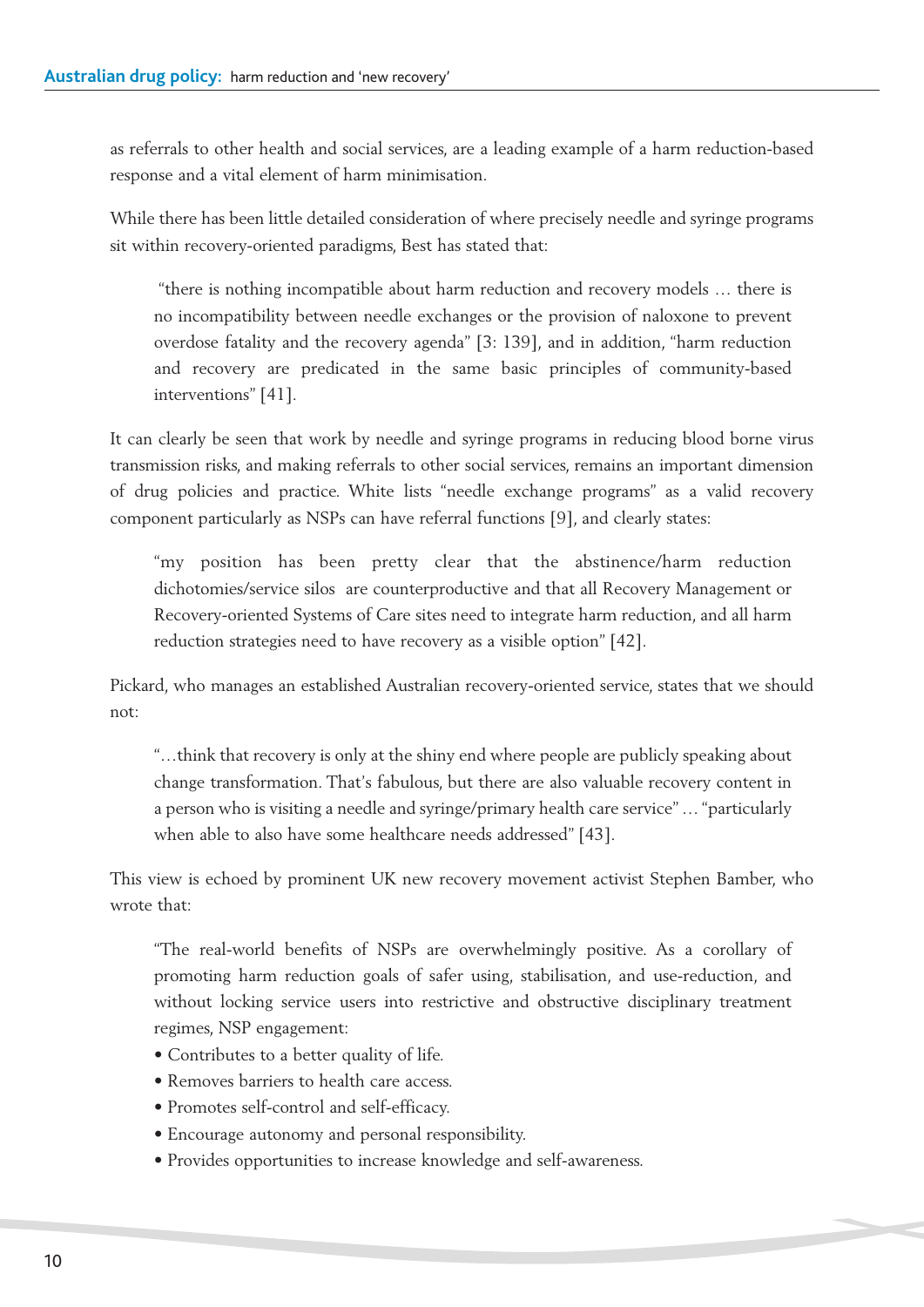as referrals to other health and social services, are a leading example of a harm reduction-based response and a vital element of harm minimisation.

While there has been little detailed consideration of where precisely needle and syringe programs sit within recovery-oriented paradigms, Best has stated that:

> "there is nothing incompatible about harm reduction and recovery models … there is no incompatibility between needle exchanges or the provision of naloxone to prevent overdose fatality and the recovery agenda" [3: 139], and in addition, "harm reduction and recovery are predicated in the same basic principles of community-based interventions" [41].

It can clearly be seen that work by needle and syringe programs in reducing blood borne virus transmission risks, and making referrals to other social services, remains an important dimension of drug policies and practice. White lists "needle exchange programs" as a valid recovery component particularly as NSPs can have referral functions [9], and clearly states:

> "my position has been pretty clear that the abstinence/harm reduction dichotomies/service silos are counterproductive and that all Recovery Management or Recovery-oriented Systems of Care sites need to integrate harm reduction, and all harm reduction strategies need to have recovery as a visible option" [42].

Pickard, who manages an established Australian recovery-oriented service, states that we should not:

> "…think that recovery is only at the shiny end where people are publicly speaking about change transformation. That's fabulous, but there are also valuable recovery content in a person who is visiting a needle and syringe/primary health care service" … "particularly when able to also have some healthcare needs addressed" [43].

This view is echoed by prominent UK new recovery movement activist Stephen Bamber, who wrote that:

> "The real-world benefits of NSPs are overwhelmingly positive. As a corollary of promoting harm reduction goals of safer using, stabilisation, and use-reduction, and without locking service users into restrictive and obstructive disciplinary treatment regimes, NSP engagement:
>
> - Contributes to a better quality of life.
> - Removes barriers to health care access.
> - Promotes self-control and self-efficacy.
> - Encourage autonomy and personal responsibility.
> - Provides opportunities to increase knowledge and self-awareness.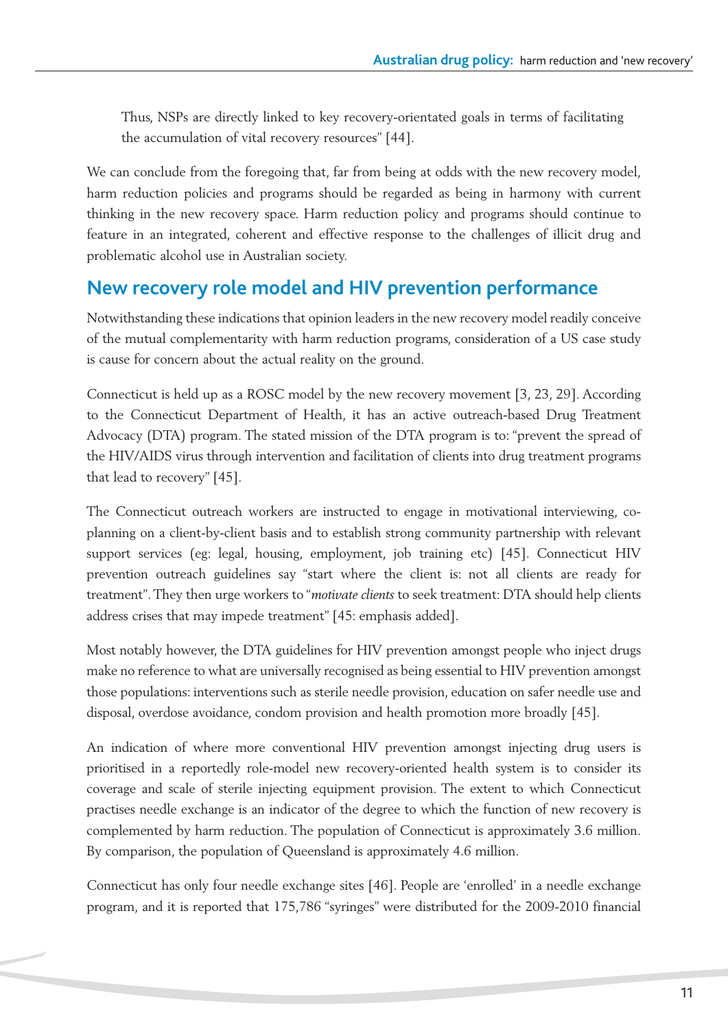Thus, NSPs are directly linked to key recovery-orientated goals in terms of facilitating the accumulation of vital recovery resources" [44].

We can conclude from the foregoing that, far from being at odds with the new recovery model, harm reduction policies and programs should be regarded as being in harmony with current thinking in the new recovery space. Harm reduction policy and programs should continue to feature in an integrated, coherent and effective response to the challenges of illicit drug and problematic alcohol use in Australian society.

## New recovery role model and HIV prevention performance

Notwithstanding these indications that opinion leaders in the new recovery model readily conceive of the mutual complementarity with harm reduction programs, consideration of a US case study is cause for concern about the actual reality on the ground.

Connecticut is held up as a ROSC model by the new recovery movement [3, 23, 29]. According to the Connecticut Department of Health, it has an active outreach-based Drug Treatment Advocacy (DTA) program. The stated mission of the DTA program is to: "prevent the spread of the HIV/AIDS virus through intervention and facilitation of clients into drug treatment programs that lead to recovery" [45].

The Connecticut outreach workers are instructed to engage in motivational interviewing, co-planning on a client-by-client basis and to establish strong community partnership with relevant support services (eg: legal, housing, employment, job training etc) [45]. Connecticut HIV prevention outreach guidelines say "start where the client is: not all clients are ready for treatment". They then urge workers to "*motivate clients* to seek treatment: DTA should help clients address crises that may impede treatment" [45: emphasis added].

Most notably however, the DTA guidelines for HIV prevention amongst people who inject drugs make no reference to what are universally recognised as being essential to HIV prevention amongst those populations: interventions such as sterile needle provision, education on safer needle use and disposal, overdose avoidance, condom provision and health promotion more broadly [45].

An indication of where more conventional HIV prevention amongst injecting drug users is prioritised in a reportedly role-model new recovery-oriented health system is to consider its coverage and scale of sterile injecting equipment provision. The extent to which Connecticut practises needle exchange is an indicator of the degree to which the function of new recovery is complemented by harm reduction. The population of Connecticut is approximately 3.6 million. By comparison, the population of Queensland is approximately 4.6 million.

Connecticut has only four needle exchange sites [46]. People are 'enrolled' in a needle exchange program, and it is reported that 175,786 "syringes" were distributed for the 2009-2010 financial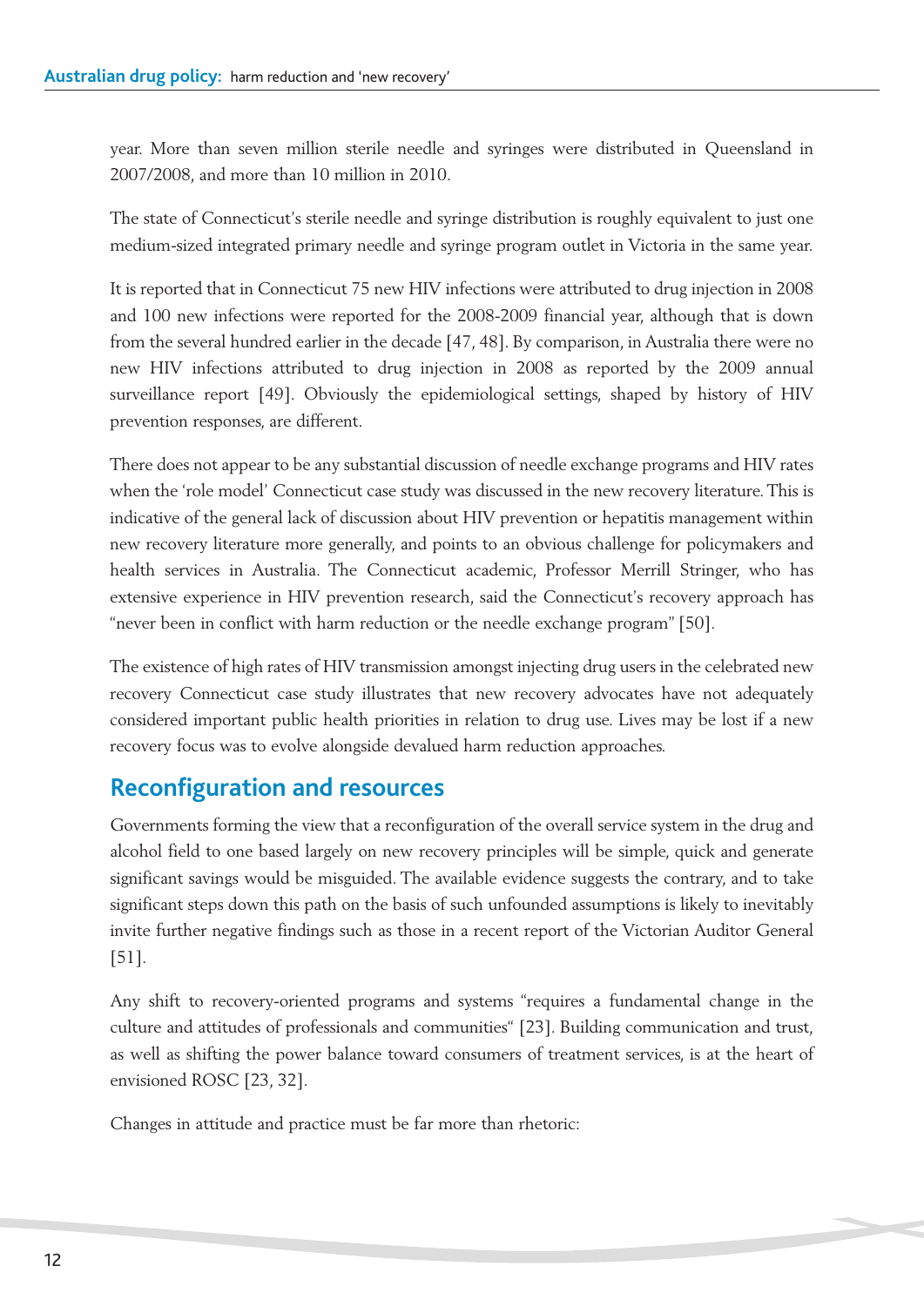year. More than seven million sterile needle and syringes were distributed in Queensland in 2007/2008, and more than 10 million in 2010.

The state of Connecticut's sterile needle and syringe distribution is roughly equivalent to just one medium-sized integrated primary needle and syringe program outlet in Victoria in the same year.

It is reported that in Connecticut 75 new HIV infections were attributed to drug injection in 2008 and 100 new infections were reported for the 2008-2009 financial year, although that is down from the several hundred earlier in the decade [47, 48]. By comparison, in Australia there were no new HIV infections attributed to drug injection in 2008 as reported by the 2009 annual surveillance report [49]. Obviously the epidemiological settings, shaped by history of HIV prevention responses, are different.

There does not appear to be any substantial discussion of needle exchange programs and HIV rates when the 'role model' Connecticut case study was discussed in the new recovery literature. This is indicative of the general lack of discussion about HIV prevention or hepatitis management within new recovery literature more generally, and points to an obvious challenge for policymakers and health services in Australia. The Connecticut academic, Professor Merrill Stringer, who has extensive experience in HIV prevention research, said the Connecticut's recovery approach has "never been in conflict with harm reduction or the needle exchange program" [50].

The existence of high rates of HIV transmission amongst injecting drug users in the celebrated new recovery Connecticut case study illustrates that new recovery advocates have not adequately considered important public health priorities in relation to drug use. Lives may be lost if a new recovery focus was to evolve alongside devalued harm reduction approaches.

## Reconfiguration and resources

Governments forming the view that a reconfiguration of the overall service system in the drug and alcohol field to one based largely on new recovery principles will be simple, quick and generate significant savings would be misguided. The available evidence suggests the contrary, and to take significant steps down this path on the basis of such unfounded assumptions is likely to inevitably invite further negative findings such as those in a recent report of the Victorian Auditor General [51].

Any shift to recovery-oriented programs and systems "requires a fundamental change in the culture and attitudes of professionals and communities" [23]. Building communication and trust, as well as shifting the power balance toward consumers of treatment services, is at the heart of envisioned ROSC [23, 32].

Changes in attitude and practice must be far more than rhetoric: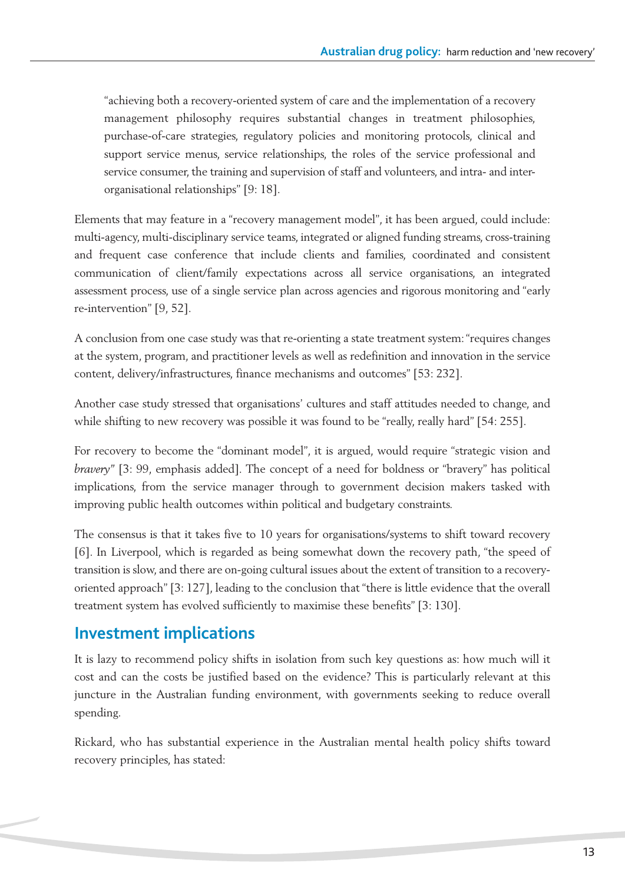> "achieving both a recovery-oriented system of care and the implementation of a recovery management philosophy requires substantial changes in treatment philosophies, purchase-of-care strategies, regulatory policies and monitoring protocols, clinical and support service menus, service relationships, the roles of the service professional and service consumer, the training and supervision of staff and volunteers, and intra- and inter-organisational relationships" [9: 18].

Elements that may feature in a "recovery management model", it has been argued, could include: multi-agency, multi-disciplinary service teams, integrated or aligned funding streams, cross-training and frequent case conference that include clients and families, coordinated and consistent communication of client/family expectations across all service organisations, an integrated assessment process, use of a single service plan across agencies and rigorous monitoring and "early re-intervention" [9, 52].

A conclusion from one case study was that re-orienting a state treatment system: "requires changes at the system, program, and practitioner levels as well as redefinition and innovation in the service content, delivery/infrastructures, finance mechanisms and outcomes" [53: 232].

Another case study stressed that organisations' cultures and staff attitudes needed to change, and while shifting to new recovery was possible it was found to be "really, really hard" [54: 255].

For recovery to become the "dominant model", it is argued, would require "strategic vision and *bravery*" [3: 99, emphasis added]. The concept of a need for boldness or "bravery" has political implications, from the service manager through to government decision makers tasked with improving public health outcomes within political and budgetary constraints.

The consensus is that it takes five to 10 years for organisations/systems to shift toward recovery [6]. In Liverpool, which is regarded as being somewhat down the recovery path, "the speed of transition is slow, and there are on-going cultural issues about the extent of transition to a recovery-oriented approach" [3: 127], leading to the conclusion that "there is little evidence that the overall treatment system has evolved sufficiently to maximise these benefits" [3: 130].

## Investment implications

It is lazy to recommend policy shifts in isolation from such key questions as: how much will it cost and can the costs be justified based on the evidence? This is particularly relevant at this juncture in the Australian funding environment, with governments seeking to reduce overall spending.

Rickard, who has substantial experience in the Australian mental health policy shifts toward recovery principles, has stated: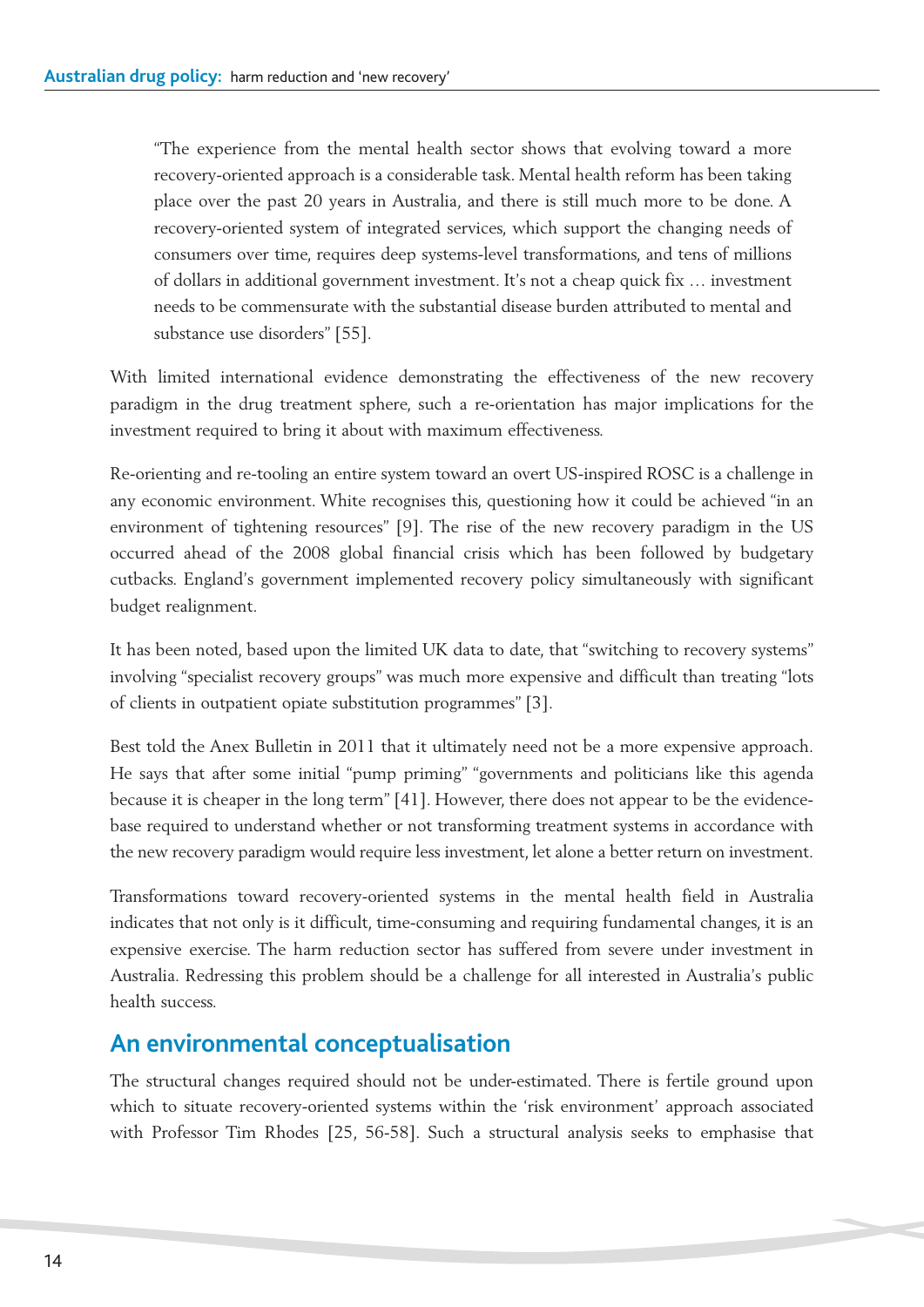> "The experience from the mental health sector shows that evolving toward a more recovery-oriented approach is a considerable task. Mental health reform has been taking place over the past 20 years in Australia, and there is still much more to be done. A recovery-oriented system of integrated services, which support the changing needs of consumers over time, requires deep systems-level transformations, and tens of millions of dollars in additional government investment. It's not a cheap quick fix … investment needs to be commensurate with the substantial disease burden attributed to mental and substance use disorders" [55].

With limited international evidence demonstrating the effectiveness of the new recovery paradigm in the drug treatment sphere, such a re-orientation has major implications for the investment required to bring it about with maximum effectiveness.

Re-orienting and re-tooling an entire system toward an overt US-inspired ROSC is a challenge in any economic environment. White recognises this, questioning how it could be achieved "in an environment of tightening resources" [9]. The rise of the new recovery paradigm in the US occurred ahead of the 2008 global financial crisis which has been followed by budgetary cutbacks. England's government implemented recovery policy simultaneously with significant budget realignment.

It has been noted, based upon the limited UK data to date, that "switching to recovery systems" involving "specialist recovery groups" was much more expensive and difficult than treating "lots of clients in outpatient opiate substitution programmes" [3].

Best told the Anex Bulletin in 2011 that it ultimately need not be a more expensive approach. He says that after some initial "pump priming" "governments and politicians like this agenda because it is cheaper in the long term" [41]. However, there does not appear to be the evidence-base required to understand whether or not transforming treatment systems in accordance with the new recovery paradigm would require less investment, let alone a better return on investment.

Transformations toward recovery-oriented systems in the mental health field in Australia indicates that not only is it difficult, time-consuming and requiring fundamental changes, it is an expensive exercise. The harm reduction sector has suffered from severe under investment in Australia. Redressing this problem should be a challenge for all interested in Australia's public health success.

## An environmental conceptualisation

The structural changes required should not be under-estimated. There is fertile ground upon which to situate recovery-oriented systems within the 'risk environment' approach associated with Professor Tim Rhodes [25, 56-58]. Such a structural analysis seeks to emphasise that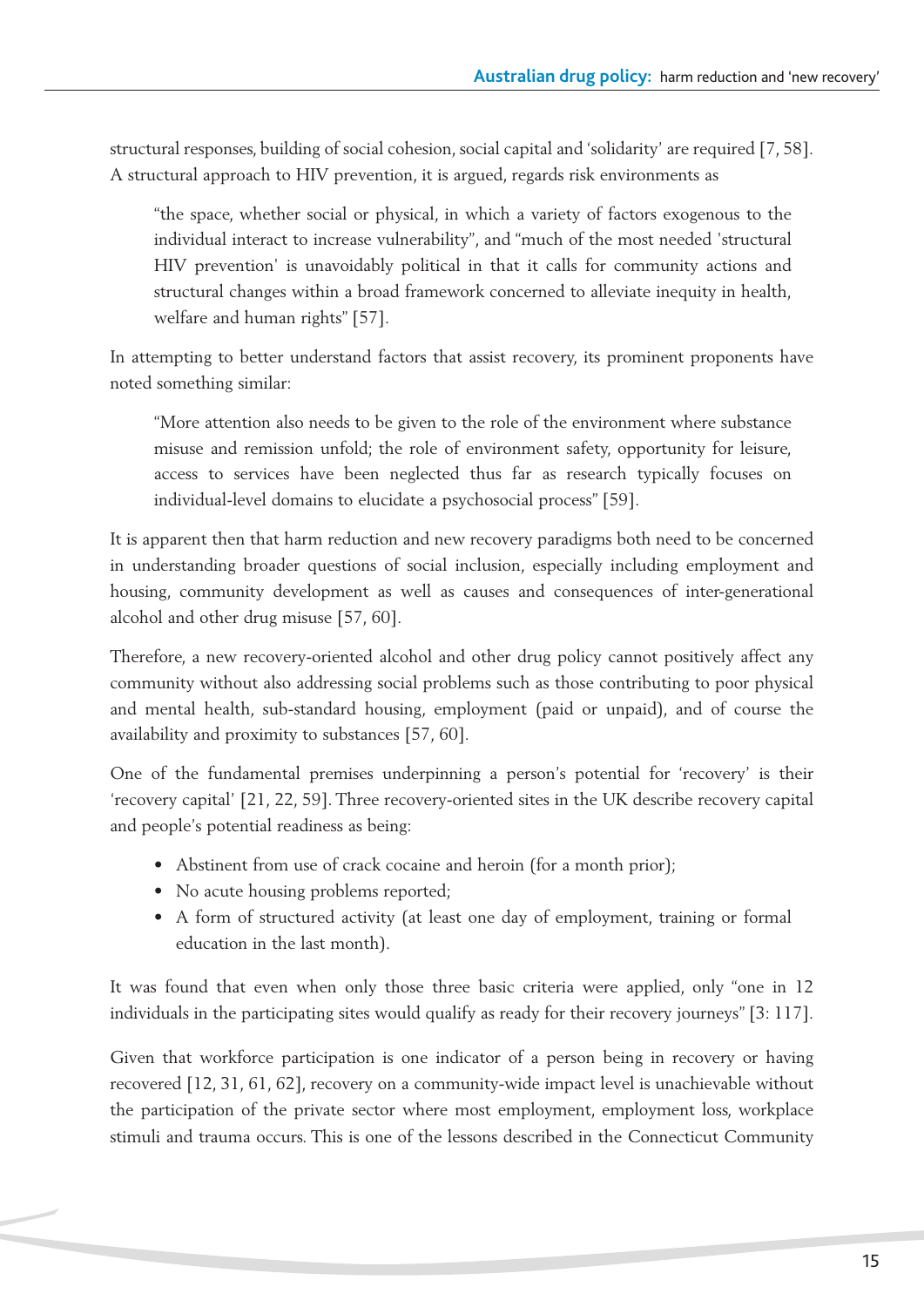structural responses, building of social cohesion, social capital and 'solidarity' are required [7, 58]. A structural approach to HIV prevention, it is argued, regards risk environments as

> "the space, whether social or physical, in which a variety of factors exogenous to the individual interact to increase vulnerability", and "much of the most needed 'structural HIV prevention' is unavoidably political in that it calls for community actions and structural changes within a broad framework concerned to alleviate inequity in health, welfare and human rights" [57].

In attempting to better understand factors that assist recovery, its prominent proponents have noted something similar:

> "More attention also needs to be given to the role of the environment where substance misuse and remission unfold; the role of environment safety, opportunity for leisure, access to services have been neglected thus far as research typically focuses on individual-level domains to elucidate a psychosocial process" [59].

It is apparent then that harm reduction and new recovery paradigms both need to be concerned in understanding broader questions of social inclusion, especially including employment and housing, community development as well as causes and consequences of inter-generational alcohol and other drug misuse [57, 60].

Therefore, a new recovery-oriented alcohol and other drug policy cannot positively affect any community without also addressing social problems such as those contributing to poor physical and mental health, sub-standard housing, employment (paid or unpaid), and of course the availability and proximity to substances [57, 60].

One of the fundamental premises underpinning a person's potential for 'recovery' is their 'recovery capital' [21, 22, 59]. Three recovery-oriented sites in the UK describe recovery capital and people's potential readiness as being:

- Abstinent from use of crack cocaine and heroin (for a month prior);
- No acute housing problems reported;
- A form of structured activity (at least one day of employment, training or formal education in the last month).

It was found that even when only those three basic criteria were applied, only "one in 12 individuals in the participating sites would qualify as ready for their recovery journeys" [3: 117].

Given that workforce participation is one indicator of a person being in recovery or having recovered [12, 31, 61, 62], recovery on a community-wide impact level is unachievable without the participation of the private sector where most employment, employment loss, workplace stimuli and trauma occurs. This is one of the lessons described in the Connecticut Community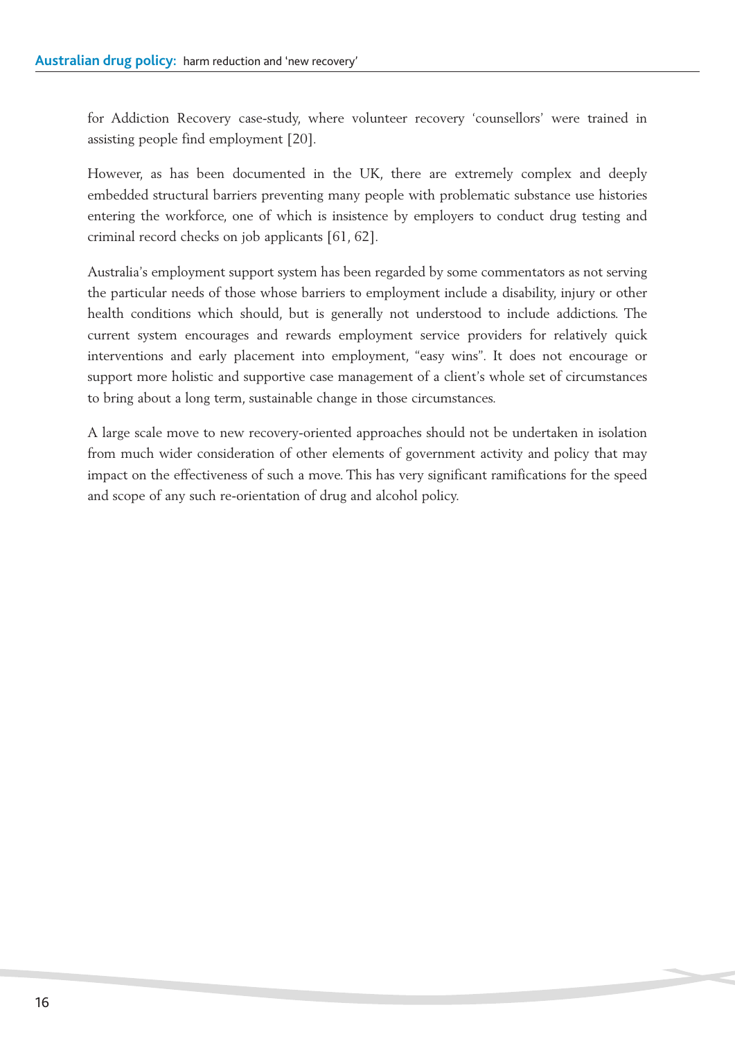for Addiction Recovery case-study, where volunteer recovery 'counsellors' were trained in assisting people find employment [20].

However, as has been documented in the UK, there are extremely complex and deeply embedded structural barriers preventing many people with problematic substance use histories entering the workforce, one of which is insistence by employers to conduct drug testing and criminal record checks on job applicants [61, 62].

Australia's employment support system has been regarded by some commentators as not serving the particular needs of those whose barriers to employment include a disability, injury or other health conditions which should, but is generally not understood to include addictions. The current system encourages and rewards employment service providers for relatively quick interventions and early placement into employment, "easy wins". It does not encourage or support more holistic and supportive case management of a client's whole set of circumstances to bring about a long term, sustainable change in those circumstances.

A large scale move to new recovery-oriented approaches should not be undertaken in isolation from much wider consideration of other elements of government activity and policy that may impact on the effectiveness of such a move. This has very significant ramifications for the speed and scope of any such re-orientation of drug and alcohol policy.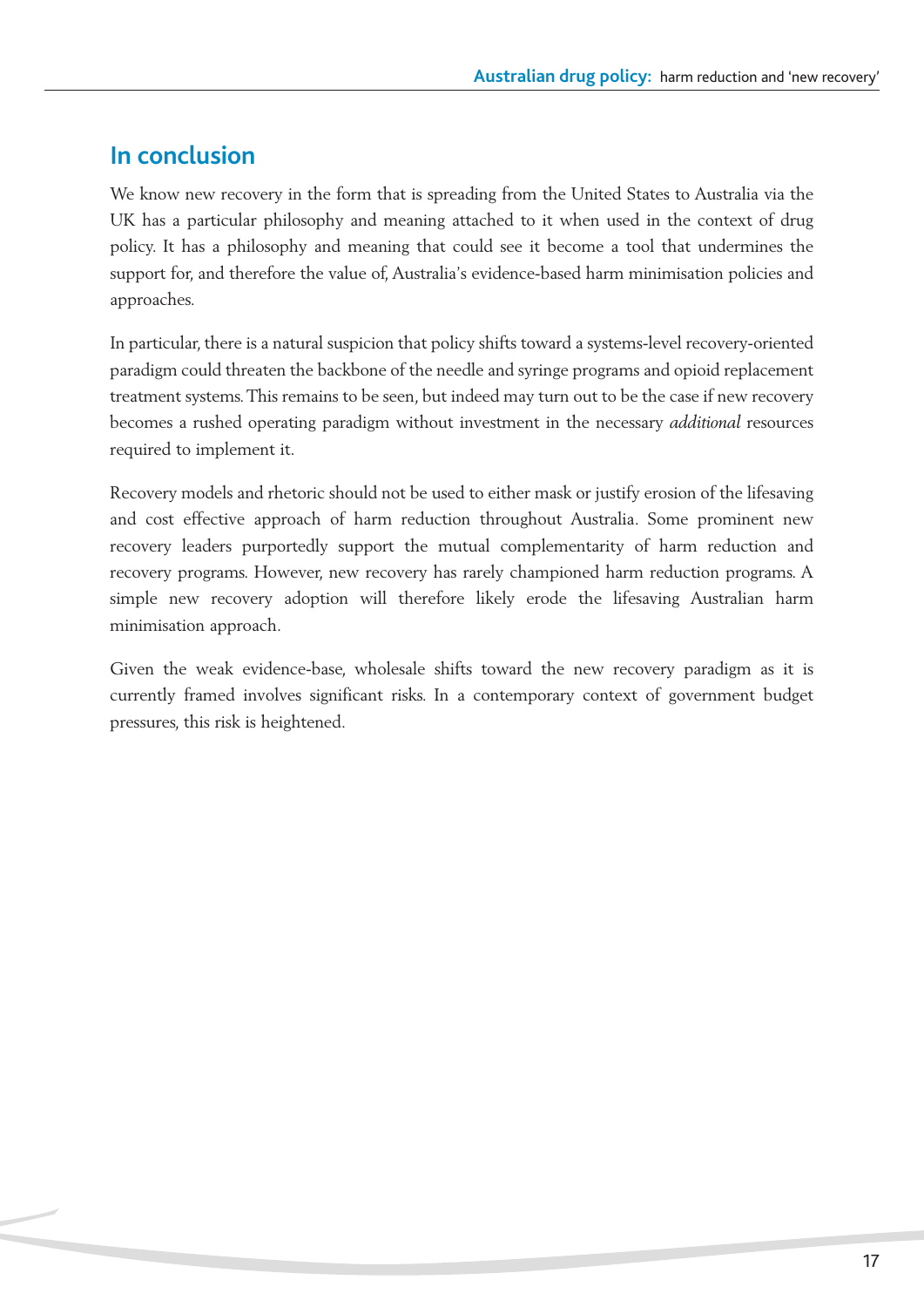## In conclusion

We know new recovery in the form that is spreading from the United States to Australia via the UK has a particular philosophy and meaning attached to it when used in the context of drug policy. It has a philosophy and meaning that could see it become a tool that undermines the support for, and therefore the value of, Australia's evidence-based harm minimisation policies and approaches.

In particular, there is a natural suspicion that policy shifts toward a systems-level recovery-oriented paradigm could threaten the backbone of the needle and syringe programs and opioid replacement treatment systems. This remains to be seen, but indeed may turn out to be the case if new recovery becomes a rushed operating paradigm without investment in the necessary *additional* resources required to implement it.

Recovery models and rhetoric should not be used to either mask or justify erosion of the lifesaving and cost effective approach of harm reduction throughout Australia. Some prominent new recovery leaders purportedly support the mutual complementarity of harm reduction and recovery programs. However, new recovery has rarely championed harm reduction programs. A simple new recovery adoption will therefore likely erode the lifesaving Australian harm minimisation approach.

Given the weak evidence-base, wholesale shifts toward the new recovery paradigm as it is currently framed involves significant risks. In a contemporary context of government budget pressures, this risk is heightened.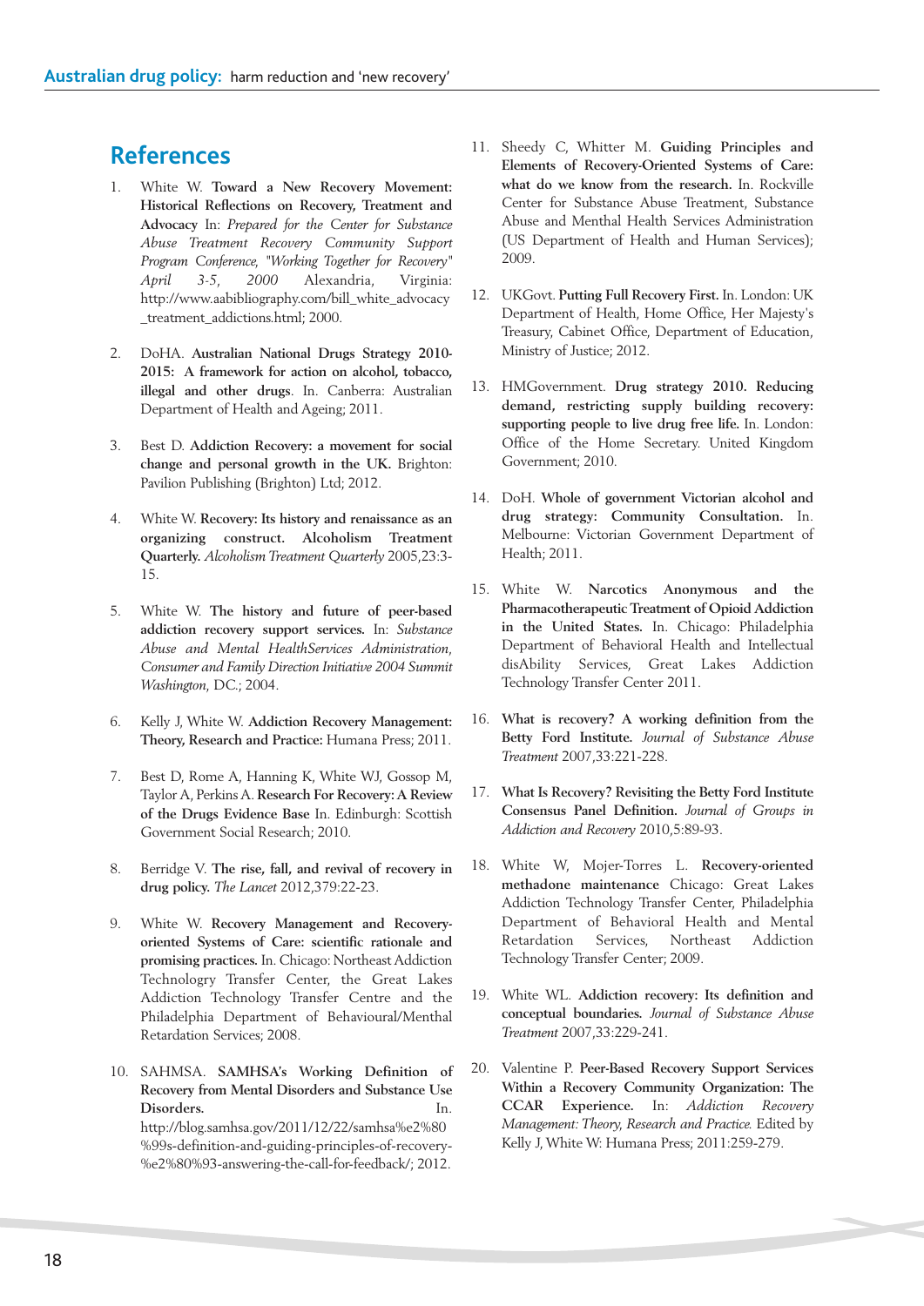## References

1. White W. **Toward a New Recovery Movement: Historical Reflections on Recovery, Treatment and Advocacy** In: *Prepared for the Center for Substance Abuse Treatment Recovery Community Support Program Conference, "Working Together for Recovery" April 3-5, 2000* Alexandria, Virginia: http://www.aabibliography.com/bill_white_advocacy_treatment_addictions.html; 2000.

2. DoHA. **Australian National Drugs Strategy 2010-2015: A framework for action on alcohol, tobacco, illegal and other drugs**. In. Canberra: Australian Department of Health and Ageing; 2011.

3. Best D. **Addiction Recovery: a movement for social change and personal growth in the UK.** Brighton: Pavilion Publishing (Brighton) Ltd; 2012.

4. White W. **Recovery: Its history and renaissance as an organizing construct. Alcoholism Treatment Quarterly.** *Alcoholism Treatment Quarterly* 2005,23:3-15.

5. White W. **The history and future of peer-based addiction recovery support services.** In: *Substance Abuse and Mental HealthServices Administration, Consumer and Family Direction Initiative 2004 Summit Washington,* DC.; 2004.

6. Kelly J, White W. **Addiction Recovery Management: Theory, Research and Practice:** Humana Press; 2011.

7. Best D, Rome A, Hanning K, White WJ, Gossop M, Taylor A, Perkins A. **Research For Recovery: A Review of the Drugs Evidence Base** In. Edinburgh: Scottish Government Social Research; 2010.

8. Berridge V. **The rise, fall, and revival of recovery in drug policy.** *The Lancet* 2012,379:22-23.

9. White W. **Recovery Management and Recovery-oriented Systems of Care: scientific rationale and promising practices.** In. Chicago: Northeast Addiction Technology Transfer Center, the Great Lakes Addiction Technology Transfer Centre and the Philadelphia Department of Behavioural/Menthal Retardation Services; 2008.

10. SAHMSA. **SAMHSA's Working Definition of Recovery from Mental Disorders and Substance Use Disorders.** In. http://blog.samhsa.gov/2011/12/22/samhsa%e2%80%99s-definition-and-guiding-principles-of-recovery-%e2%80%93-answering-the-call-for-feedback/; 2012.

11. Sheedy C, Whitter M. **Guiding Principles and Elements of Recovery-Oriented Systems of Care: what do we know from the research.** In. Rockville Center for Substance Abuse Treatment, Substance Abuse and Menthal Health Services Administration (US Department of Health and Human Services); 2009.

12. UKGovt. **Putting Full Recovery First.** In. London: UK Department of Health, Home Office, Her Majesty's Treasury, Cabinet Office, Department of Education, Ministry of Justice; 2012.

13. HMGovernment. **Drug strategy 2010. Reducing demand, restricting supply building recovery: supporting people to live drug free life.** In. London: Office of the Home Secretary. United Kingdom Government; 2010.

14. DoH. **Whole of government Victorian alcohol and drug strategy: Community Consultation.** In. Melbourne: Victorian Government Department of Health; 2011.

15. White W. **Narcotics Anonymous and the Pharmacotherapeutic Treatment of Opioid Addiction in the United States.** In. Chicago: Philadelphia Department of Behavioral Health and Intellectual disAbility Services, Great Lakes Addiction Technology Transfer Center 2011.

16. **What is recovery? A working definition from the Betty Ford Institute.** *Journal of Substance Abuse Treatment* 2007,33:221-228.

17. **What Is Recovery? Revisiting the Betty Ford Institute Consensus Panel Definition.** *Journal of Groups in Addiction and Recovery* 2010,5:89-93.

18. White W, Mojer-Torres L. **Recovery-oriented methadone maintenance** Chicago: Great Lakes Addiction Technology Transfer Center, Philadelphia Department of Behavioral Health and Mental Retardation Services, Northeast Addiction Technology Transfer Center; 2009.

19. White WL. **Addiction recovery: Its definition and conceptual boundaries.** *Journal of Substance Abuse Treatment* 2007,33:229-241.

20. Valentine P. **Peer-Based Recovery Support Services Within a Recovery Community Organization: The CCAR Experience.** In: *Addiction Recovery Management: Theory, Research and Practice.* Edited by Kelly J, White W: Humana Press; 2011:259-279.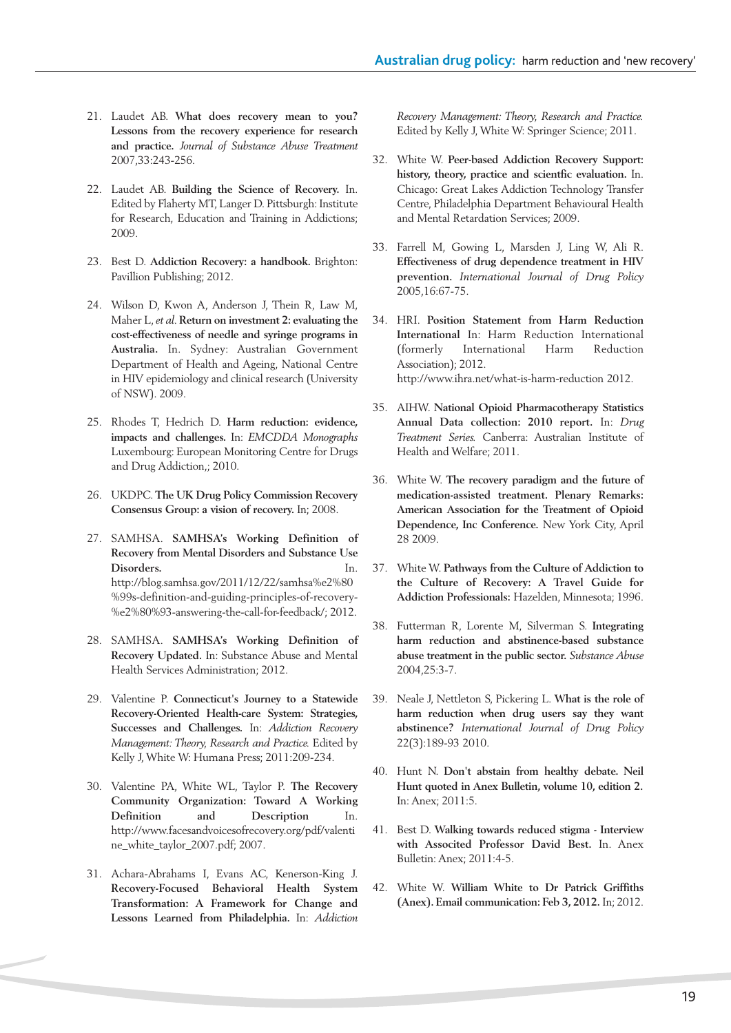21. Laudet AB. **What does recovery mean to you? Lessons from the recovery experience for research and practice.** *Journal of Substance Abuse Treatment* 2007,33:243-256.

22. Laudet AB. **Building the Science of Recovery.** In. Edited by Flaherty MT, Langer D. Pittsburgh: Institute for Research, Education and Training in Addictions; 2009.

23. Best D. **Addiction Recovery: a handbook.** Brighton: Pavillion Publishing; 2012.

24. Wilson D, Kwon A, Anderson J, Thein R, Law M, Maher L, *et al.* **Return on investment 2: evaluating the cost-effectiveness of needle and syringe programs in Australia.** In. Sydney: Australian Government Department of Health and Ageing, National Centre in HIV epidemiology and clinical research (University of NSW). 2009.

25. Rhodes T, Hedrich D. **Harm reduction: evidence, impacts and challenges.** In: *EMCDDA Monographs* Luxembourg: European Monitoring Centre for Drugs and Drug Addiction,; 2010.

26. UKDPC. **The UK Drug Policy Commission Recovery Consensus Group: a vision of recovery.** In; 2008.

27. SAMHSA. **SAMHSA's Working Definition of Recovery from Mental Disorders and Substance Use Disorders.** In. http://blog.samhsa.gov/2011/12/22/samhsa%e2%80%99s-definition-and-guiding-principles-of-recovery-%e2%80%93-answering-the-call-for-feedback/; 2012.

28. SAMHSA. **SAMHSA's Working Definition of Recovery Updated.** In: Substance Abuse and Mental Health Services Administration; 2012.

29. Valentine P. **Connecticut's Journey to a Statewide Recovery-Oriented Health-care System: Strategies, Successes and Challenges.** In: *Addiction Recovery Management: Theory, Research and Practice.* Edited by Kelly J, White W: Humana Press; 2011:209-234.

30. Valentine PA, White WL, Taylor P. **The Recovery Community Organization: Toward A Working Definition and Description** In. http://www.facesandvoicesofrecovery.org/pdf/valentine_white_taylor_2007.pdf; 2007.

31. Achara-Abrahams I, Evans AC, Kenerson-King J. **Recovery-Focused Behavioral Health System Transformation: A Framework for Change and Lessons Learned from Philadelphia.** In: *Addiction Recovery Management: Theory, Research and Practice.* Edited by Kelly J, White W: Springer Science; 2011.

32. White W. **Peer-based Addiction Recovery Support: history, theory, practice and scientfic evaluation.** In. Chicago: Great Lakes Addiction Technology Transfer Centre, Philadelphia Department Behavioural Health and Mental Retardation Services; 2009.

33. Farrell M, Gowing L, Marsden J, Ling W, Ali R. **Effectiveness of drug dependence treatment in HIV prevention.** *International Journal of Drug Policy* 2005,16:67-75.

34. HRI. **Position Statement from Harm Reduction International** In: Harm Reduction International (formerly International Harm Reduction Association); 2012. http://www.ihra.net/what-is-harm-reduction 2012.

35. AIHW. **National Opioid Pharmacotherapy Statistics Annual Data collection: 2010 report.** In: *Drug Treatment Series.* Canberra: Australian Institute of Health and Welfare; 2011.

36. White W. **The recovery paradigm and the future of medication-assisted treatment. Plenary Remarks: American Association for the Treatment of Opioid Dependence, Inc Conference.** New York City, April 28 2009.

37. White W. **Pathways from the Culture of Addiction to the Culture of Recovery: A Travel Guide for Addiction Professionals:** Hazelden, Minnesota; 1996.

38. Futterman R, Lorente M, Silverman S. **Integrating harm reduction and abstinence-based substance abuse treatment in the public sector.** *Substance Abuse* 2004,25:3-7.

39. Neale J, Nettleton S, Pickering L. **What is the role of harm reduction when drug users say they want abstinence?** *International Journal of Drug Policy* 22(3):189-93 2010.

40. Hunt N. **Don't abstain from healthy debate. Neil Hunt quoted in Anex Bulletin, volume 10, edition 2.** In: Anex; 2011:5.

41. Best D. **Walking towards reduced stigma - Interview with Associted Professor David Best.** In. Anex Bulletin: Anex; 2011:4-5.

42. White W. **William White to Dr Patrick Griffiths (Anex). Email communication: Feb 3, 2012.** In; 2012.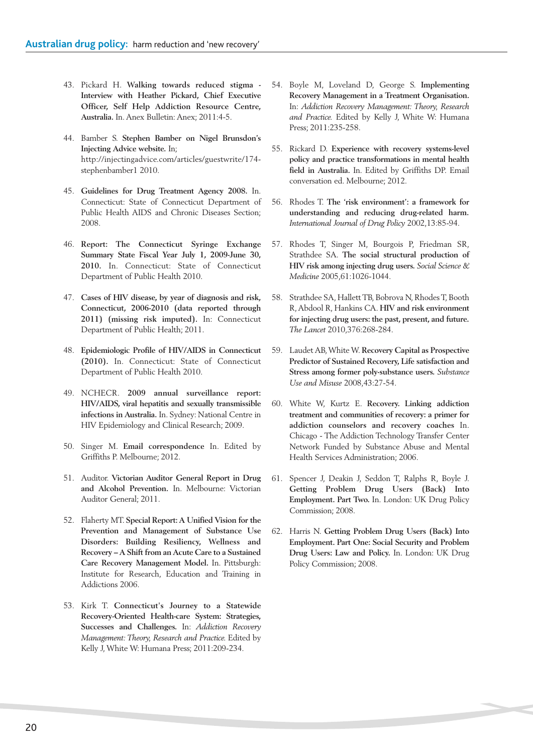43. Pickard H. **Walking towards reduced stigma - Interview with Heather Pickard, Chief Executive Officer, Self Help Addiction Resource Centre, Australia.** In. Anex Bulletin: Anex; 2011:4-5.

44. Bamber S. **Stephen Bamber on Nigel Brunsdon's Injecting Advice website.** In; http://injectingadvice.com/articles/guestwrite/174-stephenbamber1 2010.

45. **Guidelines for Drug Treatment Agency 2008.** In. Connecticut: State of Connecticut Department of Public Health AIDS and Chronic Diseases Section; 2008.

46. **Report: The Connecticut Syringe Exchange Summary State Fiscal Year July 1, 2009-June 30, 2010.** In. Connecticut: State of Connecticut Department of Public Health 2010.

47. **Cases of HIV disease, by year of diagnosis and risk, Connecticut, 2006-2010 (data reported through 2011) (missing risk imputed).** In: Connecticut Department of Public Health; 2011.

48. **Epidemiologic Profile of HIV/AIDS in Connecticut (2010).** In. Connecticut: State of Connecticut Department of Public Health 2010.

49. NCHECR. **2009 annual surveillance report: HIV/AIDS, viral hepatitis and sexually transmissible infections in Australia.** In. Sydney: National Centre in HIV Epidemiology and Clinical Research; 2009.

50. Singer M. **Email correspondence** In. Edited by Griffiths P. Melbourne; 2012.

51. Auditor. **Victorian Auditor General Report in Drug and Alcohol Prevention.** In. Melbourne: Victorian Auditor General; 2011.

52. Flaherty MT. **Special Report: A Unified Vision for the Prevention and Management of Substance Use Disorders: Building Resiliency, Wellness and Recovery – A Shift from an Acute Care to a Sustained Care Recovery Management Model.** In. Pittsburgh: Institute for Research, Education and Training in Addictions 2006.

53. Kirk T. **Connecticut's Journey to a Statewide Recovery-Oriented Health-care System: Strategies, Successes and Challenges.** In: *Addiction Recovery Management: Theory, Research and Practice.* Edited by Kelly J, White W: Humana Press; 2011:209-234.

54. Boyle M, Loveland D, George S. **Implementing Recovery Management in a Treatment Organisation.** In: *Addiction Recovery Management: Theory, Research and Practice.* Edited by Kelly J, White W: Humana Press; 2011:235-258.

55. Rickard D. **Experience with recovery systems-level policy and practice transformations in mental health field in Australia.** In. Edited by Griffiths DP. Email conversation ed. Melbourne; 2012.

56. Rhodes T. **The 'risk environment': a framework for understanding and reducing drug-related harm.** *International Journal of Drug Policy* 2002,13:85-94.

57. Rhodes T, Singer M, Bourgois P, Friedman SR, Strathdee SA. **The social structural production of HIV risk among injecting drug users.** *Social Science & Medicine* 2005,61:1026-1044.

58. Strathdee SA, Hallett TB, Bobrova N, Rhodes T, Booth R, Abdool R, Hankins CA. **HIV and risk environment for injecting drug users: the past, present, and future.** *The Lancet* 2010,376:268-284.

59. Laudet AB, White W. **Recovery Capital as Prospective Predictor of Sustained Recovery, Life satisfaction and Stress among former poly-substance users.** *Substance Use and Misuse* 2008,43:27-54.

60. White W, Kurtz E. **Recovery. Linking addiction treatment and communities of recovery: a primer for addiction counselors and recovery coaches** In. Chicago - The Addiction Technology Transfer Center Network Funded by Substance Abuse and Mental Health Services Administration; 2006.

61. Spencer J, Deakin J, Seddon T, Ralphs R, Boyle J. **Getting Problem Drug Users (Back) Into Employment. Part Two.** In. London: UK Drug Policy Commission; 2008.

62. Harris N. **Getting Problem Drug Users (Back) Into Employment. Part One: Social Security and Problem Drug Users: Law and Policy.** In. London: UK Drug Policy Commission; 2008.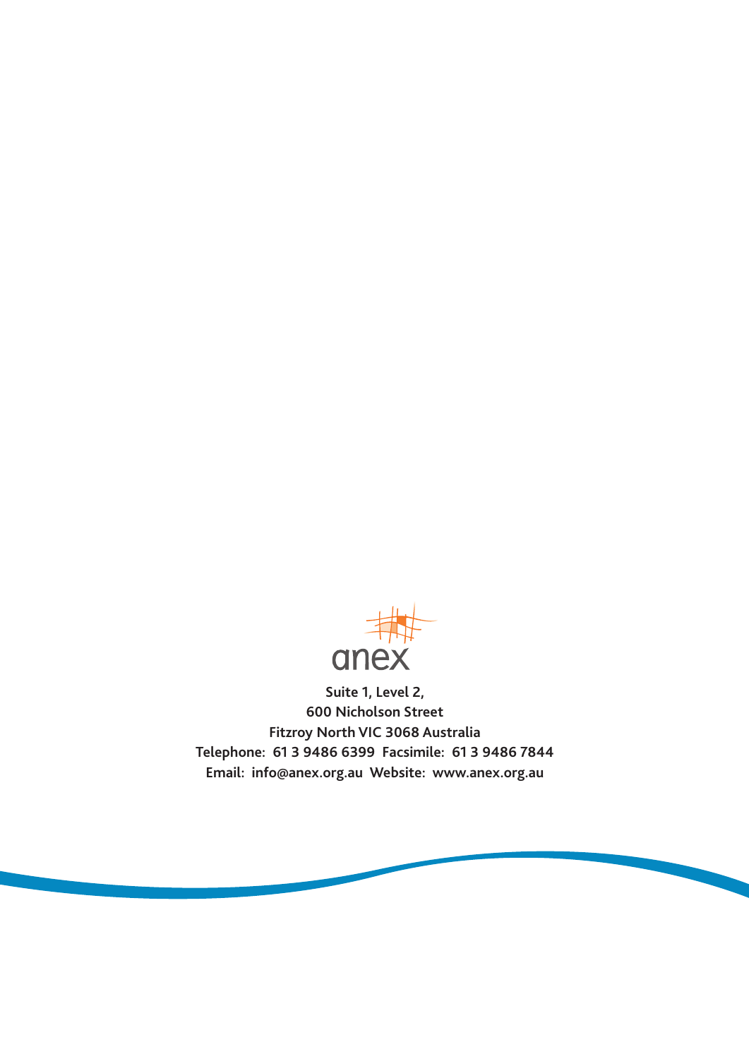anex

Suite 1, Level 2,
600 Nicholson Street
Fitzroy North VIC 3068 Australia
Telephone: 61 3 9486 6399 Facsimile: 61 3 9486 7844
Email: info@anex.org.au Website: www.anex.org.au